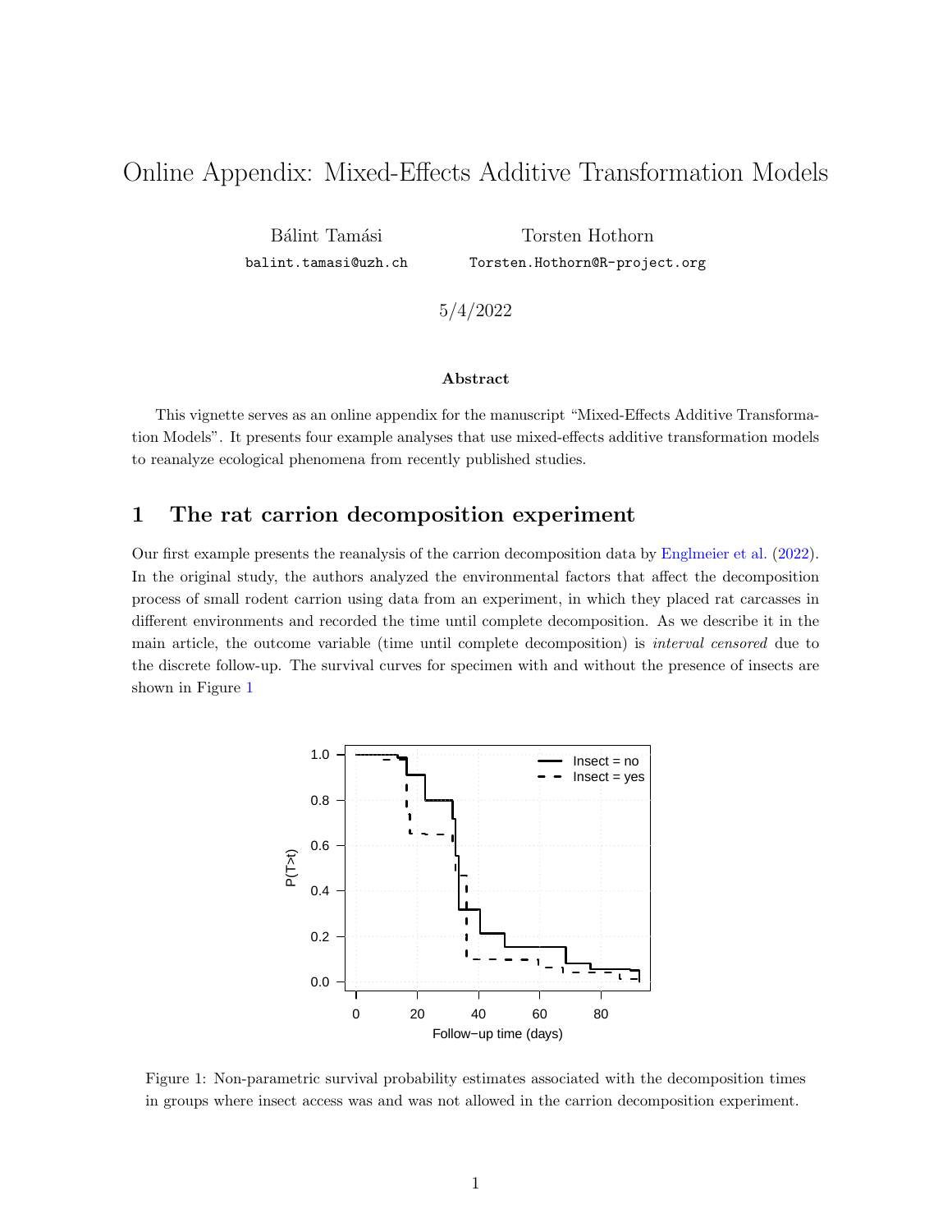# Online Appendix: Mixed-Effects Additive Transformation Models

Bálint Tamási
balint.tamasi@uzh.ch

Torsten Hothorn
Torsten.Hothorn@R-project.org

5/4/2022

**Abstract**

This vignette serves as an online appendix for the manuscript "Mixed-Effects Additive Transformation Models". It presents four example analyses that use mixed-effects additive transformation models to reanalyze ecological phenomena from recently published studies.

## 1 The rat carrion decomposition experiment

Our first example presents the reanalysis of the carrion decomposition data by Englmeier et al. (2022). In the original study, the authors analyzed the environmental factors that affect the decomposition process of small rodent carrion using data from an experiment, in which they placed rat carcasses in different environments and recorded the time until complete decomposition. As we describe it in the main article, the outcome variable (time until complete decomposition) is *interval censored* due to the discrete follow-up. The survival curves for specimen with and without the presence of insects are shown in Figure 1

Figure 1: Non-parametric survival probability estimates associated with the decomposition times in groups where insect access was and was not allowed in the carrion decomposition experiment.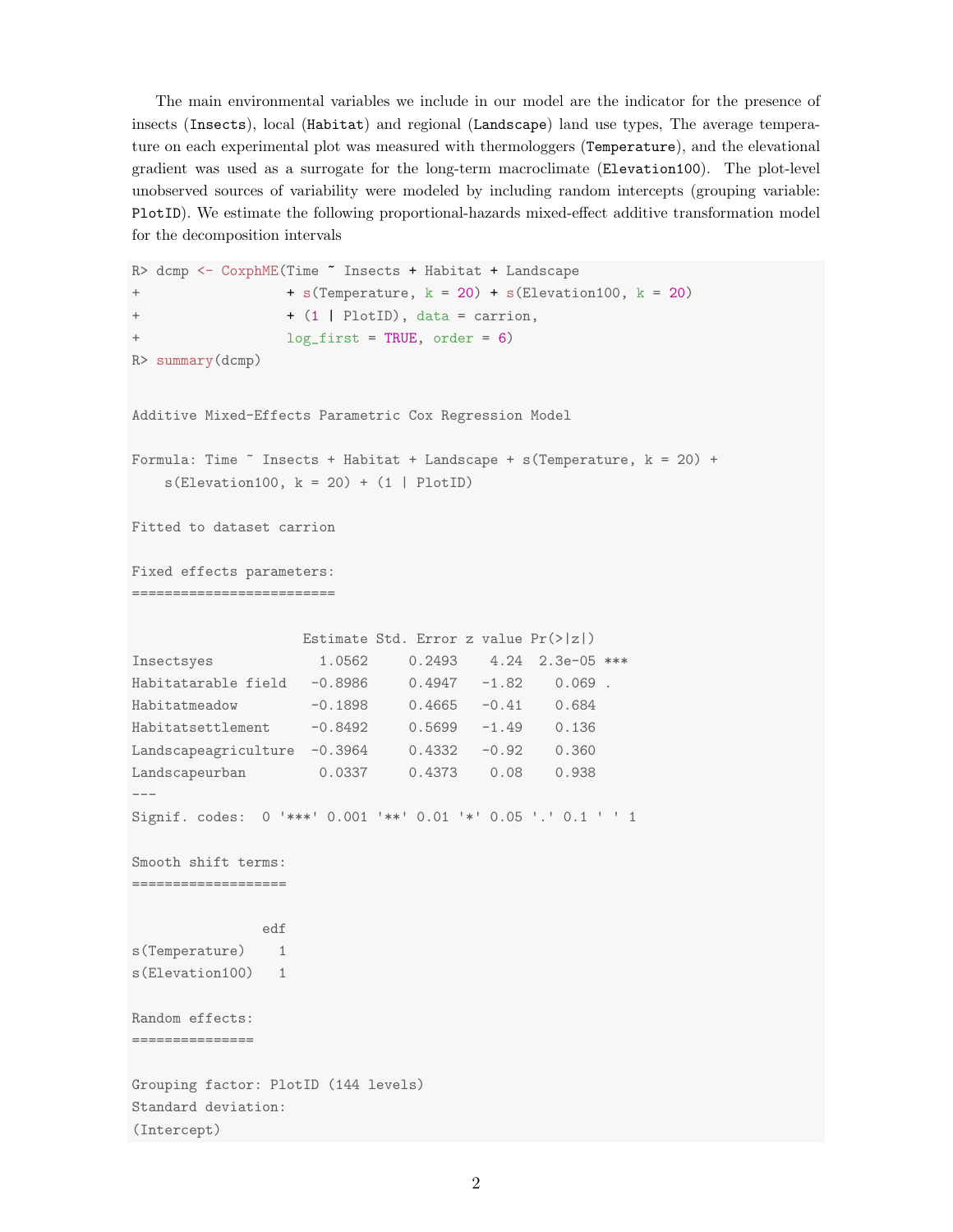The main environmental variables we include in our model are the indicator for the presence of insects (`Insects`), local (`Habitat`) and regional (`Landscape`) land use types, The average temperature on each experimental plot was measured with thermologgers (`Temperature`), and the elevational gradient was used as a surrogate for the long-term macroclimate (`Elevation100`). The plot-level unobserved sources of variability were modeled by including random intercepts (grouping variable: `PlotID`). We estimate the following proportional-hazards mixed-effect additive transformation model for the decomposition intervals

```
R> dcmp <- CoxphME(Time ~ Insects + Habitat + Landscape
+                  + s(Temperature, k = 20) + s(Elevation100, k = 20)
+                  + (1 | PlotID), data = carrion,
+                  log_first = TRUE, order = 6)
R> summary(dcmp)


Additive Mixed-Effects Parametric Cox Regression Model

Formula: Time ~ Insects + Habitat + Landscape + s(Temperature, k = 20) +
    s(Elevation100, k = 20) + (1 | PlotID)

Fitted to dataset carrion

Fixed effects parameters:
=========================

                     Estimate Std. Error z value Pr(>|z|)
Insectsyes             1.0562     0.2493    4.24  2.3e-05 ***
Habitatarable field   -0.8986     0.4947   -1.82    0.069 .
Habitatmeadow         -0.1898     0.4665   -0.41    0.684
Habitatsettlement     -0.8492     0.5699   -1.49    0.136
Landscapeagriculture  -0.3964     0.4332   -0.92    0.360
Landscapeurban         0.0337     0.4373    0.08    0.938
---
Signif. codes:  0 '***' 0.001 '**' 0.01 '*' 0.05 '.' 0.1 ' ' 1

Smooth shift terms:
===================

                edf
s(Temperature)    1
s(Elevation100)   1

Random effects:
===============

Grouping factor: PlotID (144 levels)
Standard deviation:
(Intercept)
```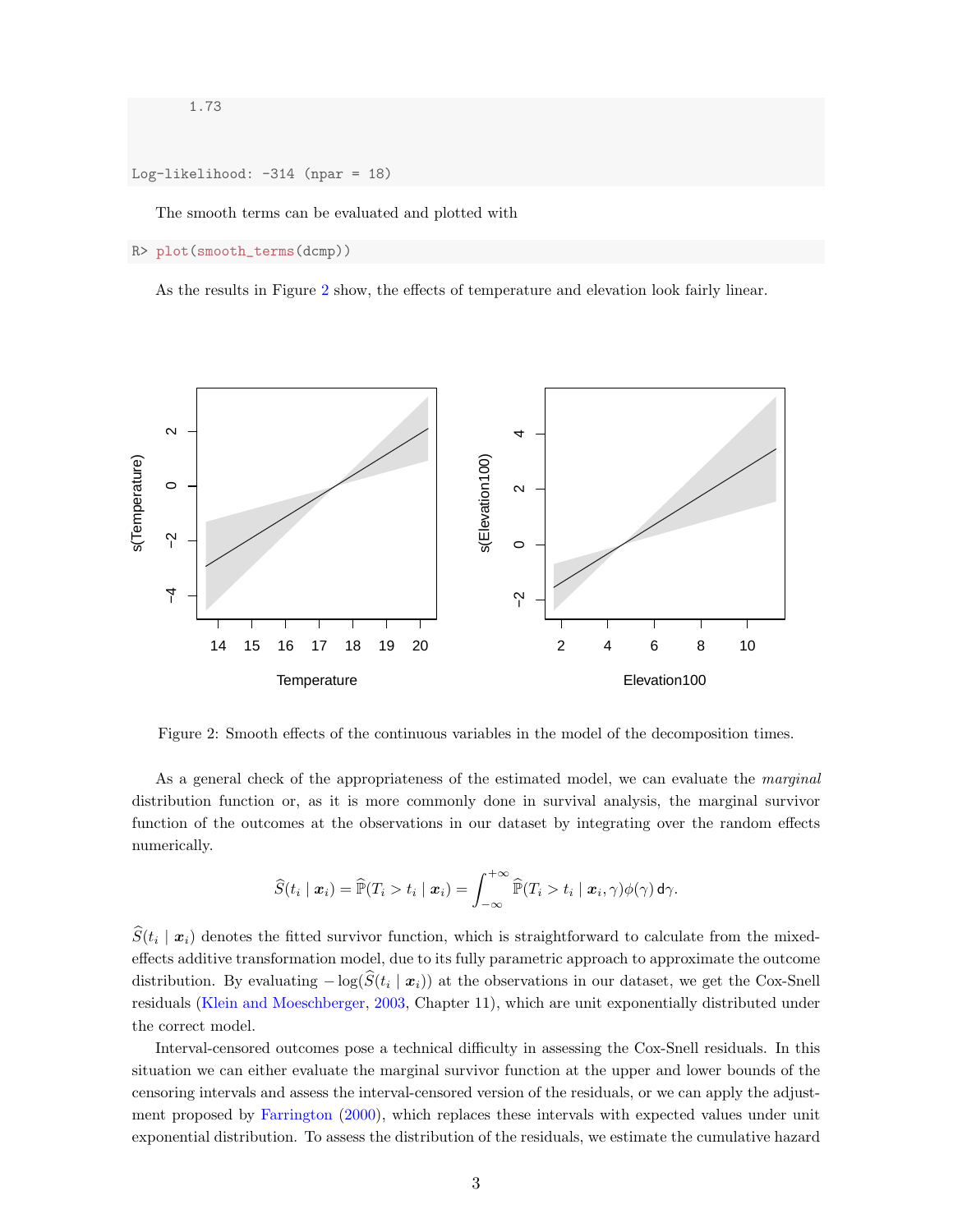```
       1.73


Log-likelihood: -314 (npar = 18)
```

The smooth terms can be evaluated and plotted with

```
R> plot(smooth_terms(dcmp))
```

As the results in Figure 2 show, the effects of temperature and elevation look fairly linear.

Figure 2: Smooth effects of the continuous variables in the model of the decomposition times.

As a general check of the appropriateness of the estimated model, we can evaluate the *marginal* distribution function or, as it is more commonly done in survival analysis, the marginal survivor function of the outcomes at the observations in our dataset by integrating over the random effects numerically.

$$\widehat{S}(t_i \mid \boldsymbol{x}_i) = \widehat{\mathbb{P}}(T_i > t_i \mid \boldsymbol{x}_i) = \int_{-\infty}^{+\infty} \widehat{\mathbb{P}}(T_i > t_i \mid \boldsymbol{x}_i, \gamma)\phi(\gamma)\,\mathsf{d}\gamma.$$

$\widehat{S}(t_i \mid \boldsymbol{x}_i)$ denotes the fitted survivor function, which is straightforward to calculate from the mixed-effects additive transformation model, due to its fully parametric approach to approximate the outcome distribution. By evaluating $-\log(\widehat{S}(t_i \mid \boldsymbol{x}_i))$ at the observations in our dataset, we get the Cox-Snell residuals (Klein and Moeschberger, 2003, Chapter 11), which are unit exponentially distributed under the correct model.

Interval-censored outcomes pose a technical difficulty in assessing the Cox-Snell residuals. In this situation we can either evaluate the marginal survivor function at the upper and lower bounds of the censoring intervals and assess the interval-censored version of the residuals, or we can apply the adjustment proposed by Farrington (2000), which replaces these intervals with expected values under unit exponential distribution. To assess the distribution of the residuals, we estimate the cumulative hazard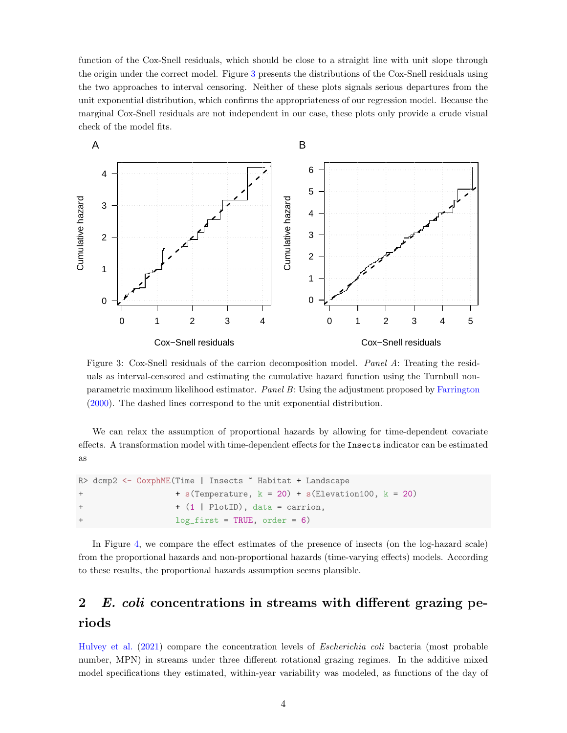function of the Cox-Snell residuals, which should be close to a straight line with unit slope through the origin under the correct model. Figure 3 presents the distributions of the Cox-Snell residuals using the two approaches to interval censoring. Neither of these plots signals serious departures from the unit exponential distribution, which confirms the appropriateness of our regression model. Because the marginal Cox-Snell residuals are not independent in our case, these plots only provide a crude visual check of the model fits.

Figure 3: Cox-Snell residuals of the carrion decomposition model. *Panel A*: Treating the residuals as interval-censored and estimating the cumulative hazard function using the Turnbull nonparametric maximum likelihood estimator. *Panel B*: Using the adjustment proposed by Farrington (2000). The dashed lines correspond to the unit exponential distribution.

We can relax the assumption of proportional hazards by allowing for time-dependent covariate effects. A transformation model with time-dependent effects for the `Insects` indicator can be estimated as

```
R> dcmp2 <- CoxphME(Time | Insects ~ Habitat + Landscape
+                   + s(Temperature, k = 20) + s(Elevation100, k = 20)
+                   + (1 | PlotID), data = carrion,
+                   log_first = TRUE, order = 6)
```

In Figure 4, we compare the effect estimates of the presence of insects (on the log-hazard scale) from the proportional hazards and non-proportional hazards (time-varying effects) models. According to these results, the proportional hazards assumption seems plausible.

## 2 *E. coli* concentrations in streams with different grazing periods

Hulvey et al. (2021) compare the concentration levels of *Escherichia coli* bacteria (most probable number, MPN) in streams under three different rotational grazing regimes. In the additive mixed model specifications they estimated, within-year variability was modeled, as functions of the day of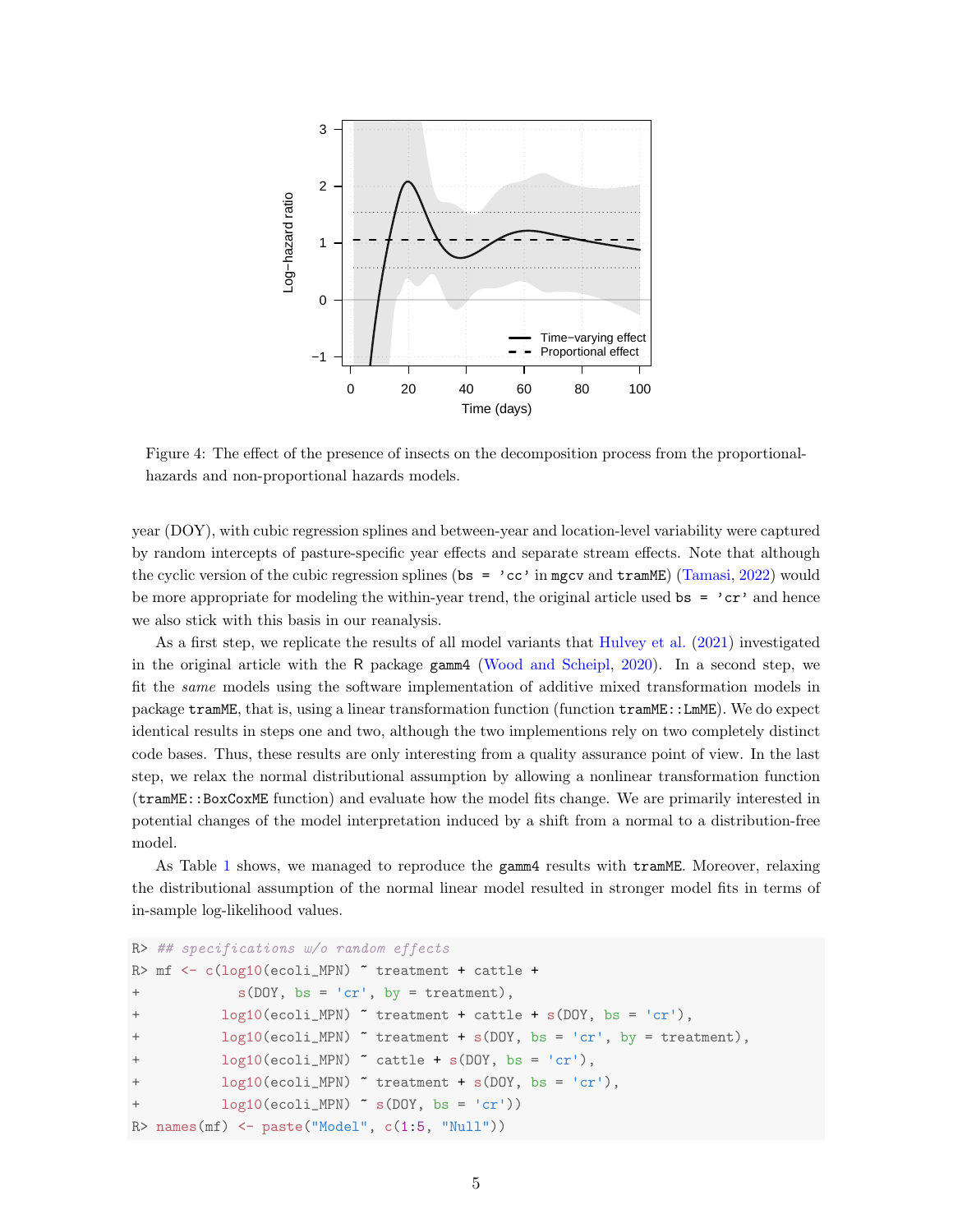Figure 4: The effect of the presence of insects on the decomposition process from the proportional-hazards and non-proportional hazards models.

year (DOY), with cubic regression splines and between-year and location-level variability were captured by random intercepts of pasture-specific year effects and separate stream effects. Note that although the cyclic version of the cubic regression splines (`bs = 'cc'` in mgcv and tramME) (Tamasi, 2022) would be more appropriate for modeling the within-year trend, the original article used `bs = 'cr'` and hence we also stick with this basis in our reanalysis.

As a first step, we replicate the results of all model variants that Hulvey et al. (2021) investigated in the original article with the R package gamm4 (Wood and Scheipl, 2020). In a second step, we fit the *same* models using the software implementation of additive mixed transformation models in package tramME, that is, using a linear transformation function (function `tramME::LmME`). We do expect identical results in steps one and two, although the two implementions rely on two completely distinct code bases. Thus, these results are only interesting from a quality assurance point of view. In the last step, we relax the normal distributional assumption by allowing a nonlinear transformation function (`tramME::BoxCoxME` function) and evaluate how the model fits change. We are primarily interested in potential changes of the model interpretation induced by a shift from a normal to a distribution-free model.

As Table 1 shows, we managed to reproduce the gamm4 results with tramME. Moreover, relaxing the distributional assumption of the normal linear model resulted in stronger model fits in terms of in-sample log-likelihood values.

```
R> ## specifications w/o random effects
R> mf <- c(log10(ecoli_MPN) ~ treatment + cattle +
+            s(DOY, bs = 'cr', by = treatment),
+          log10(ecoli_MPN) ~ treatment + cattle + s(DOY, bs = 'cr'),
+          log10(ecoli_MPN) ~ treatment + s(DOY, bs = 'cr', by = treatment),
+          log10(ecoli_MPN) ~ cattle + s(DOY, bs = 'cr'),
+          log10(ecoli_MPN) ~ treatment + s(DOY, bs = 'cr'),
+          log10(ecoli_MPN) ~ s(DOY, bs = 'cr'))
R> names(mf) <- paste("Model", c(1:5, "Null"))
```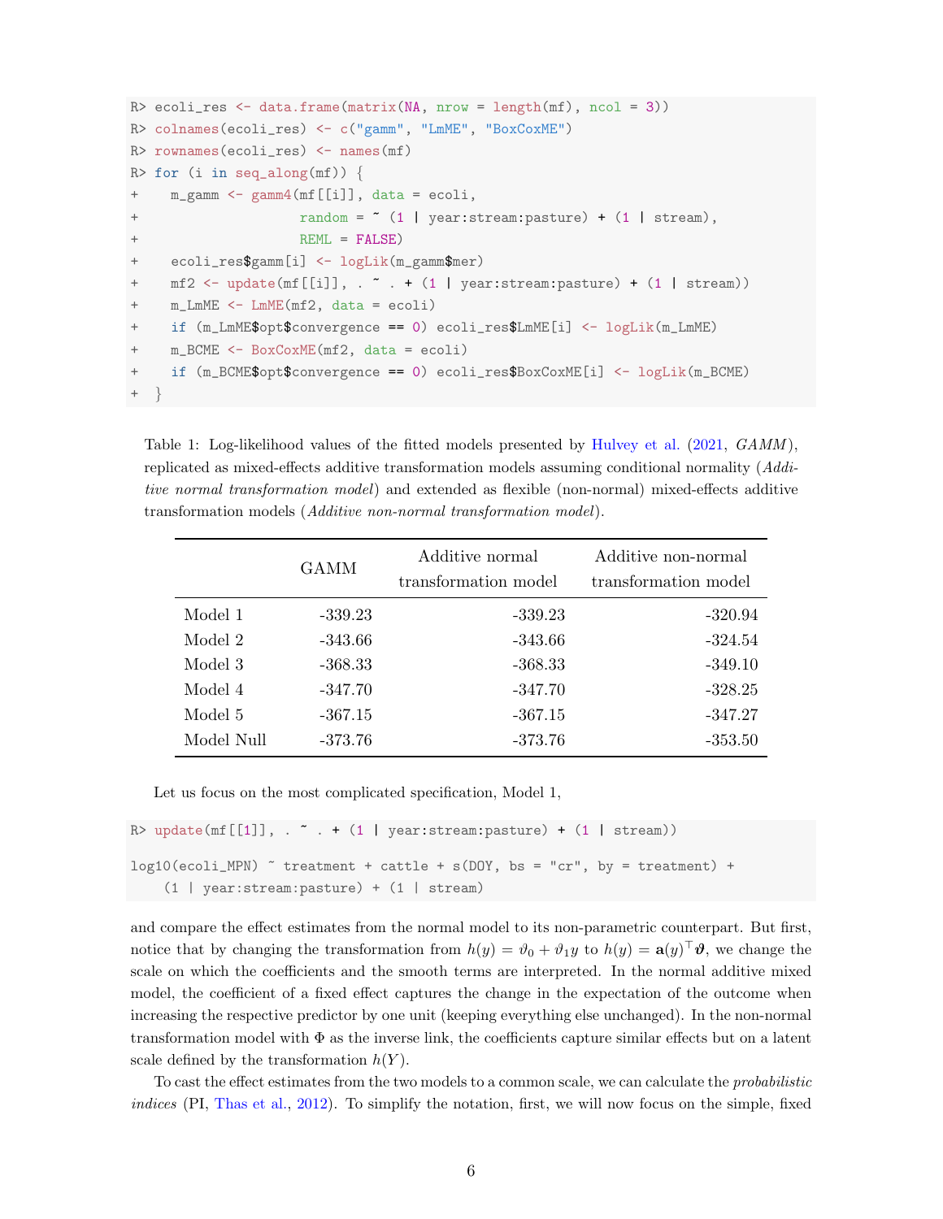```
R> ecoli_res <- data.frame(matrix(NA, nrow = length(mf), ncol = 3))
R> colnames(ecoli_res) <- c("gamm", "LmME", "BoxCoxME")
R> rownames(ecoli_res) <- names(mf)
R> for (i in seq_along(mf)) {
+    m_gamm <- gamm4(mf[[i]], data = ecoli,
+                    random = ~ (1 | year:stream:pasture) + (1 | stream),
+                    REML = FALSE)
+    ecoli_res$gamm[i] <- logLik(m_gamm$mer)
+    mf2 <- update(mf[[i]], . ~ . + (1 | year:stream:pasture) + (1 | stream))
+    m_LmME <- LmME(mf2, data = ecoli)
+    if (m_LmME$opt$convergence == 0) ecoli_res$LmME[i] <- logLik(m_LmME)
+    m_BCME <- BoxCoxME(mf2, data = ecoli)
+    if (m_BCME$opt$convergence == 0) ecoli_res$BoxCoxME[i] <- logLik(m_BCME)
+  }
```

Table 1: Log-likelihood values of the fitted models presented by Hulvey et al. (2021, *GAMM*), replicated as mixed-effects additive transformation models assuming conditional normality (*Additive normal transformation model*) and extended as flexible (non-normal) mixed-effects additive transformation models (*Additive non-normal transformation model*).

| | GAMM | Additive normal transformation model | Additive non-normal transformation model |
|---|---|---|---|
| Model 1 | -339.23 | -339.23 | -320.94 |
| Model 2 | -343.66 | -343.66 | -324.54 |
| Model 3 | -368.33 | -368.33 | -349.10 |
| Model 4 | -347.70 | -347.70 | -328.25 |
| Model 5 | -367.15 | -367.15 | -347.27 |
| Model Null | -373.76 | -373.76 | -353.50 |

Let us focus on the most complicated specification, Model 1,

```
R> update(mf[[1]], . ~ . + (1 | year:stream:pasture) + (1 | stream))

log10(ecoli_MPN) ~ treatment + cattle + s(DOY, bs = "cr", by = treatment) +
    (1 | year:stream:pasture) + (1 | stream)
```

and compare the effect estimates from the normal model to its non-parametric counterpart. But first, notice that by changing the transformation from $h(y) = \vartheta_0 + \vartheta_1 y$ to $h(y) = \mathbf{a}(y)^\top \boldsymbol{\vartheta}$, we change the scale on which the coefficients and the smooth terms are interpreted. In the normal additive mixed model, the coefficient of a fixed effect captures the change in the expectation of the outcome when increasing the respective predictor by one unit (keeping everything else unchanged). In the non-normal transformation model with $\Phi$ as the inverse link, the coefficients capture similar effects but on a latent scale defined by the transformation $h(Y)$.

To cast the effect estimates from the two models to a common scale, we can calculate the *probabilistic indices* (PI, Thas et al., 2012). To simplify the notation, first, we will now focus on the simple, fixed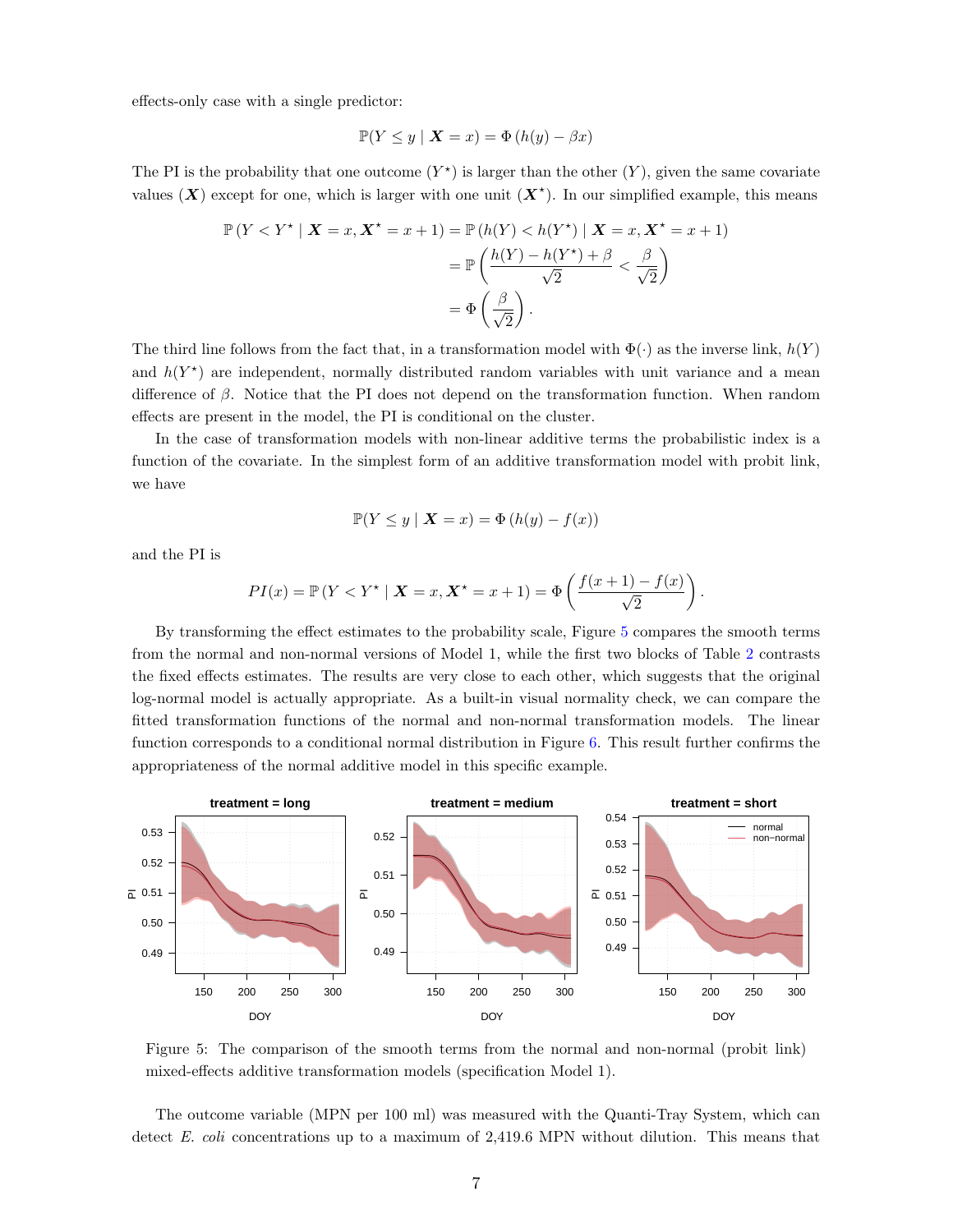effects-only case with a single predictor:

$$\mathbb{P}(Y \leq y \mid \boldsymbol{X} = x) = \Phi\left(h(y) - \beta x\right)$$

The PI is the probability that one outcome ($Y^\star$) is larger than the other ($Y$), given the same covariate values ($\boldsymbol{X}$) except for one, which is larger with one unit ($\boldsymbol{X}^\star$). In our simplified example, this means

$$\begin{aligned}
\mathbb{P}\left(Y < Y^\star \mid \boldsymbol{X} = x, \boldsymbol{X}^\star = x+1\right) &= \mathbb{P}\left(h(Y) < h(Y^\star) \mid \boldsymbol{X} = x, \boldsymbol{X}^\star = x+1\right) \\
&= \mathbb{P}\left(\frac{h(Y) - h(Y^\star) + \beta}{\sqrt{2}} < \frac{\beta}{\sqrt{2}}\right) \\
&= \Phi\left(\frac{\beta}{\sqrt{2}}\right).
\end{aligned}$$

The third line follows from the fact that, in a transformation model with $\Phi(\cdot)$ as the inverse link, $h(Y)$ and $h(Y^\star)$ are independent, normally distributed random variables with unit variance and a mean difference of $\beta$. Notice that the PI does not depend on the transformation function. When random effects are present in the model, the PI is conditional on the cluster.

In the case of transformation models with non-linear additive terms the probabilistic index is a function of the covariate. In the simplest form of an additive transformation model with probit link, we have

$$\mathbb{P}(Y \leq y \mid \boldsymbol{X} = x) = \Phi\left(h(y) - f(x)\right)$$

and the PI is

$$PI(x) = \mathbb{P}\left(Y < Y^\star \mid \boldsymbol{X} = x, \boldsymbol{X}^\star = x+1\right) = \Phi\left(\frac{f(x+1) - f(x)}{\sqrt{2}}\right).$$

By transforming the effect estimates to the probability scale, Figure 5 compares the smooth terms from the normal and non-normal versions of Model 1, while the first two blocks of Table 2 contrasts the fixed effects estimates. The results are very close to each other, which suggests that the original log-normal model is actually appropriate. As a built-in visual normality check, we can compare the fitted transformation functions of the normal and non-normal transformation models. The linear function corresponds to a conditional normal distribution in Figure 6. This result further confirms the appropriateness of the normal additive model in this specific example.

Figure 5: The comparison of the smooth terms from the normal and non-normal (probit link) mixed-effects additive transformation models (specification Model 1).

The outcome variable (MPN per 100 ml) was measured with the Quanti-Tray System, which can detect *E. coli* concentrations up to a maximum of 2,419.6 MPN without dilution. This means that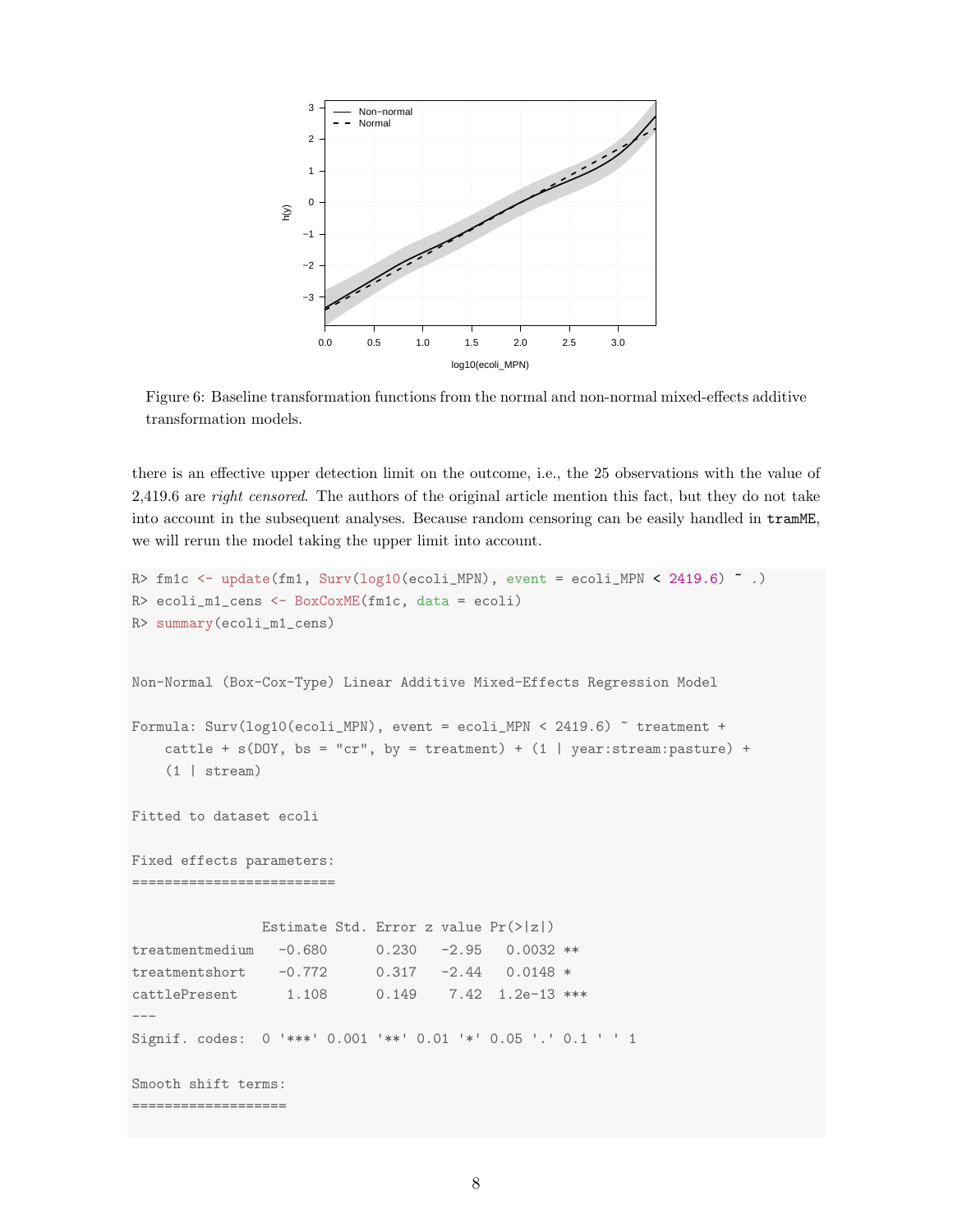Figure 6: Baseline transformation functions from the normal and non-normal mixed-effects additive transformation models.

there is an effective upper detection limit on the outcome, i.e., the 25 observations with the value of 2,419.6 are *right censored*. The authors of the original article mention this fact, but they do not take into account in the subsequent analyses. Because random censoring can be easily handled in `tramME`, we will rerun the model taking the upper limit into account.

```
R> fm1c <- update(fm1, Surv(log10(ecoli_MPN), event = ecoli_MPN < 2419.6) ~ .)
R> ecoli_m1_cens <- BoxCoxME(fm1c, data = ecoli)
R> summary(ecoli_m1_cens)


Non-Normal (Box-Cox-Type) Linear Additive Mixed-Effects Regression Model

Formula: Surv(log10(ecoli_MPN), event = ecoli_MPN < 2419.6) ~ treatment +
    cattle + s(DOY, bs = "cr", by = treatment) + (1 | year:stream:pasture) +
    (1 | stream)

Fitted to dataset ecoli

Fixed effects parameters:
=========================

                Estimate Std. Error z value Pr(>|z|)
treatmentmedium   -0.680      0.230   -2.95   0.0032 **
treatmentshort    -0.772      0.317   -2.44   0.0148 *
cattlePresent      1.108      0.149    7.42  1.2e-13 ***
---
Signif. codes:  0 '***' 0.001 '**' 0.01 '*' 0.05 '.' 0.1 ' ' 1

Smooth shift terms:
===================
```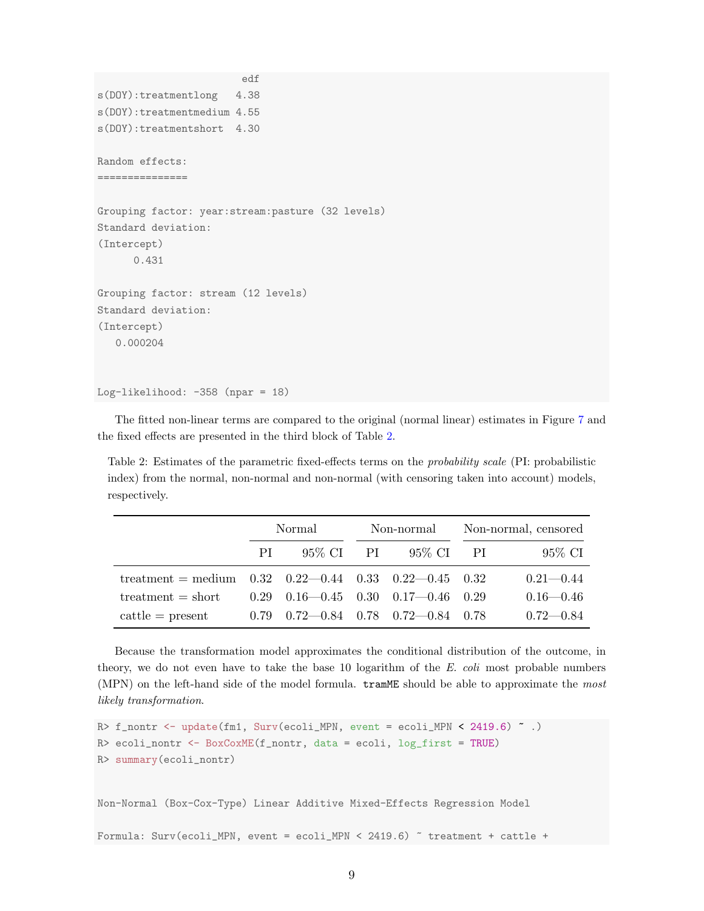```
                        edf
s(DOY):treatmentlong   4.38
s(DOY):treatmentmedium 4.55
s(DOY):treatmentshort  4.30

Random effects:
===============

Grouping factor: year:stream:pasture (32 levels)
Standard deviation:
(Intercept)
      0.431

Grouping factor: stream (12 levels)
Standard deviation:
(Intercept)
   0.000204


Log-likelihood: -358 (npar = 18)
```

The fitted non-linear terms are compared to the original (normal linear) estimates in Figure 7 and the fixed effects are presented in the third block of Table 2.

Table 2: Estimates of the parametric fixed-effects terms on the *probability scale* (PI: probabilistic index) from the normal, non-normal and non-normal (with censoring taken into account) models, respectively.

| | Normal | | Non-normal | | Non-normal, censored | |
|---|---|---|---|---|---|---|
| | PI | 95% CI | PI | 95% CI | PI | 95% CI |
| treatment = medium | 0.32 | 0.22—0.44 | 0.33 | 0.22—0.45 | 0.32 | 0.21—0.44 |
| treatment = short | 0.29 | 0.16—0.45 | 0.30 | 0.17—0.46 | 0.29 | 0.16—0.46 |
| cattle = present | 0.79 | 0.72—0.84 | 0.78 | 0.72—0.84 | 0.78 | 0.72—0.84 |

Because the transformation model approximates the conditional distribution of the outcome, in theory, we do not even have to take the base 10 logarithm of the *E. coli* most probable numbers (MPN) on the left-hand side of the model formula. `tramME` should be able to approximate the *most likely transformation*.

```
R> f_nontr <- update(fm1, Surv(ecoli_MPN, event = ecoli_MPN < 2419.6) ~ .)
R> ecoli_nontr <- BoxCoxME(f_nontr, data = ecoli, log_first = TRUE)
R> summary(ecoli_nontr)


Non-Normal (Box-Cox-Type) Linear Additive Mixed-Effects Regression Model

Formula: Surv(ecoli_MPN, event = ecoli_MPN < 2419.6) ~ treatment + cattle +
```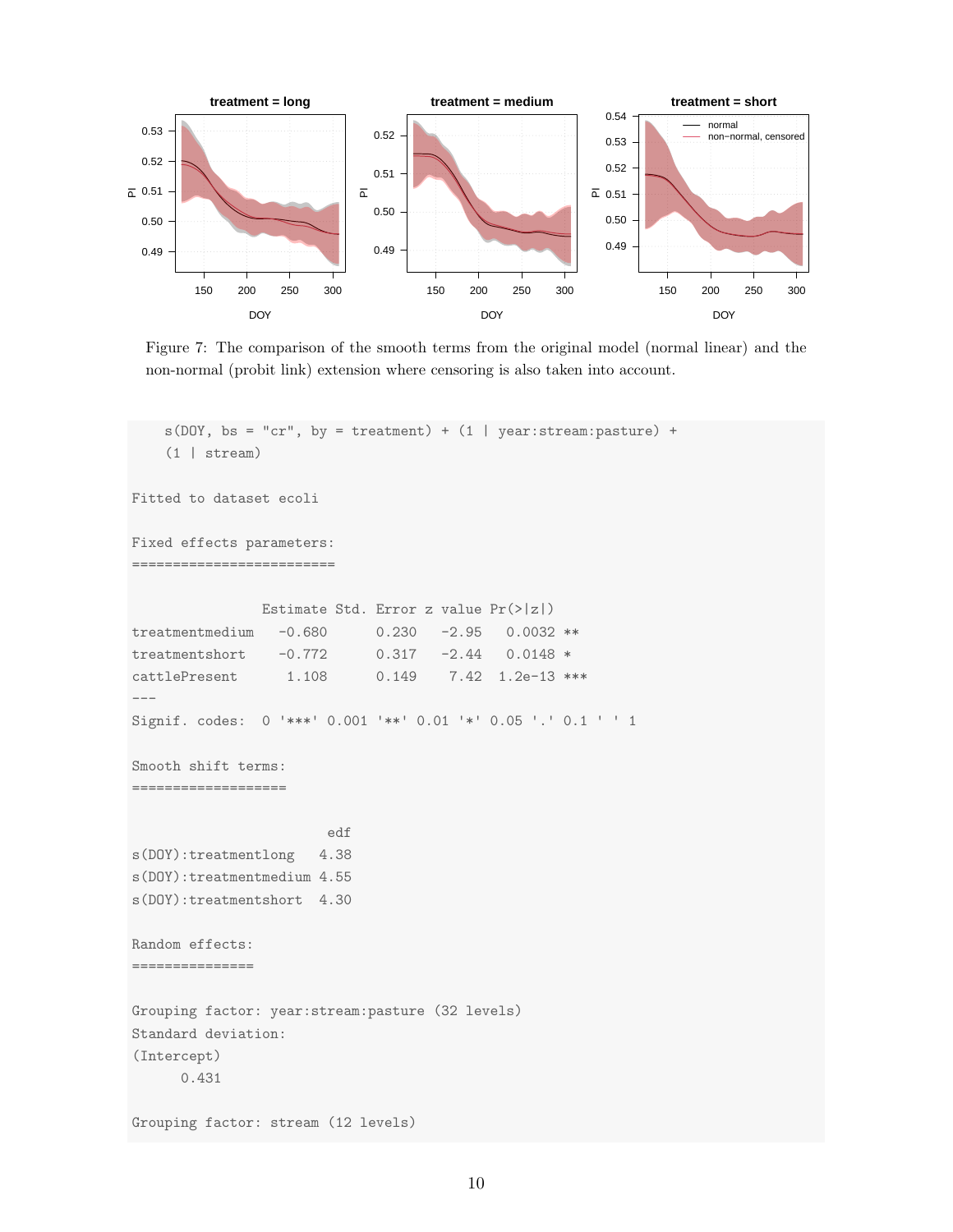Figure 7: The comparison of the smooth terms from the original model (normal linear) and the non-normal (probit link) extension where censoring is also taken into account.

```
    s(DOY, bs = "cr", by = treatment) + (1 | year:stream:pasture) +
    (1 | stream)

Fitted to dataset ecoli

Fixed effects parameters:
=========================

                Estimate Std. Error z value Pr(>|z|)
treatmentmedium   -0.680      0.230   -2.95   0.0032 **
treatmentshort    -0.772      0.317   -2.44   0.0148 *
cattlePresent      1.108      0.149    7.42  1.2e-13 ***
---
Signif. codes:  0 '***' 0.001 '**' 0.01 '*' 0.05 '.' 0.1 ' ' 1

Smooth shift terms:
===================

                        edf
s(DOY):treatmentlong   4.38
s(DOY):treatmentmedium 4.55
s(DOY):treatmentshort  4.30

Random effects:
===============

Grouping factor: year:stream:pasture (32 levels)
Standard deviation:
(Intercept)
      0.431

Grouping factor: stream (12 levels)
```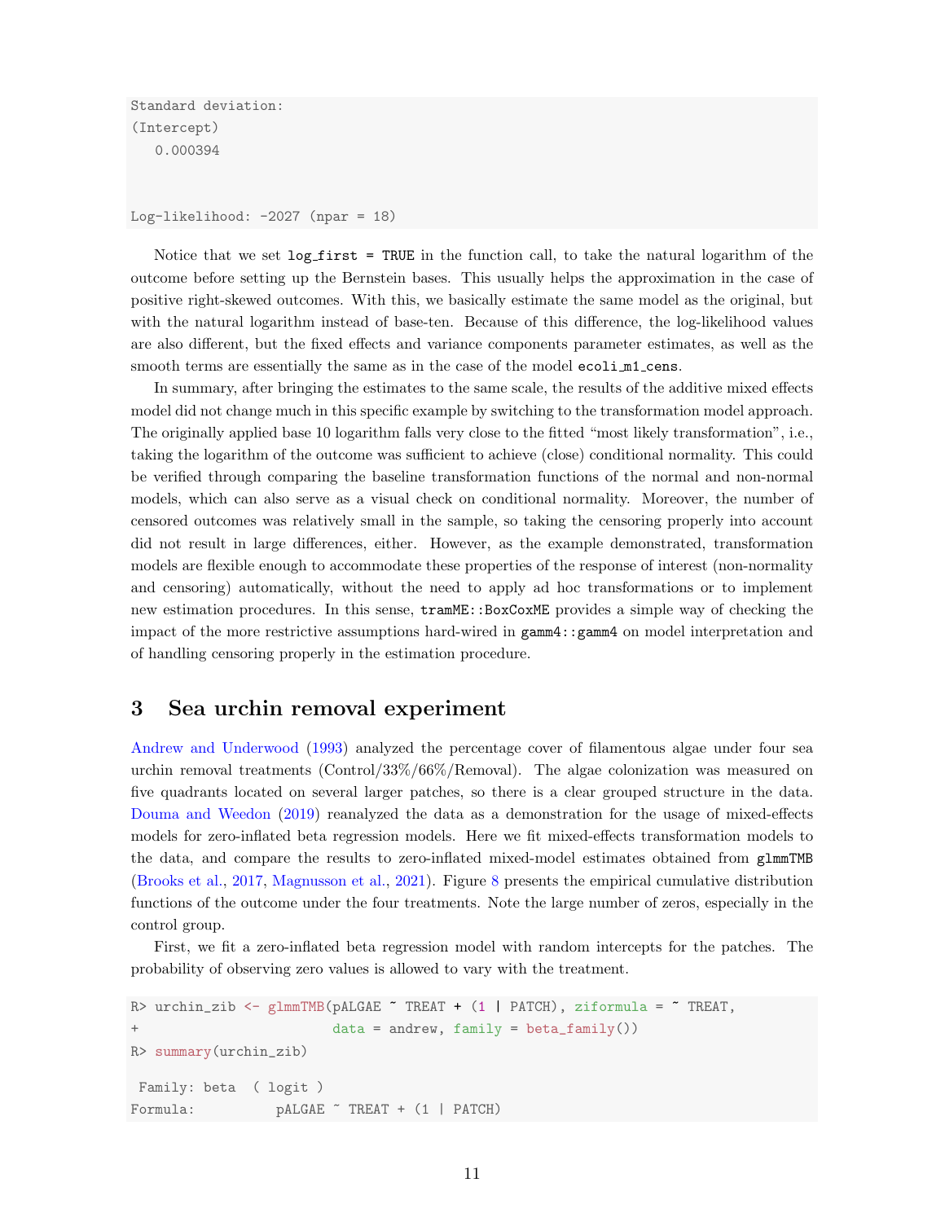```
Standard deviation:
(Intercept)
   0.000394


Log-likelihood: -2027 (npar = 18)
```

Notice that we set `log_first = TRUE` in the function call, to take the natural logarithm of the outcome before setting up the Bernstein bases. This usually helps the approximation in the case of positive right-skewed outcomes. With this, we basically estimate the same model as the original, but with the natural logarithm instead of base-ten. Because of this difference, the log-likelihood values are also different, but the fixed effects and variance components parameter estimates, as well as the smooth terms are essentially the same as in the case of the model `ecoli_m1_cens`.

In summary, after bringing the estimates to the same scale, the results of the additive mixed effects model did not change much in this specific example by switching to the transformation model approach. The originally applied base 10 logarithm falls very close to the fitted "most likely transformation", i.e., taking the logarithm of the outcome was sufficient to achieve (close) conditional normality. This could be verified through comparing the baseline transformation functions of the normal and non-normal models, which can also serve as a visual check on conditional normality. Moreover, the number of censored outcomes was relatively small in the sample, so taking the censoring properly into account did not result in large differences, either. However, as the example demonstrated, transformation models are flexible enough to accommodate these properties of the response of interest (non-normality and censoring) automatically, without the need to apply ad hoc transformations or to implement new estimation procedures. In this sense, `tramME::BoxCoxME` provides a simple way of checking the impact of the more restrictive assumptions hard-wired in `gamm4::gamm4` on model interpretation and of handling censoring properly in the estimation procedure.

## 3 Sea urchin removal experiment

Andrew and Underwood (1993) analyzed the percentage cover of filamentous algae under four sea urchin removal treatments (Control/33%/66%/Removal). The algae colonization was measured on five quadrants located on several larger patches, so there is a clear grouped structure in the data. Douma and Weedon (2019) reanalyzed the data as a demonstration for the usage of mixed-effects models for zero-inflated beta regression models. Here we fit mixed-effects transformation models to the data, and compare the results to zero-inflated mixed-model estimates obtained from `glmmTMB` (Brooks et al., 2017, Magnusson et al., 2021). Figure 8 presents the empirical cumulative distribution functions of the outcome under the four treatments. Note the large number of zeros, especially in the control group.

First, we fit a zero-inflated beta regression model with random intercepts for the patches. The probability of observing zero values is allowed to vary with the treatment.

```
R> urchin_zib <- glmmTMB(pALGAE ~ TREAT + (1 | PATCH), ziformula = ~ TREAT,
+                       data = andrew, family = beta_family())
R> summary(urchin_zib)

 Family: beta  ( logit )
Formula:          pALGAE ~ TREAT + (1 | PATCH)
```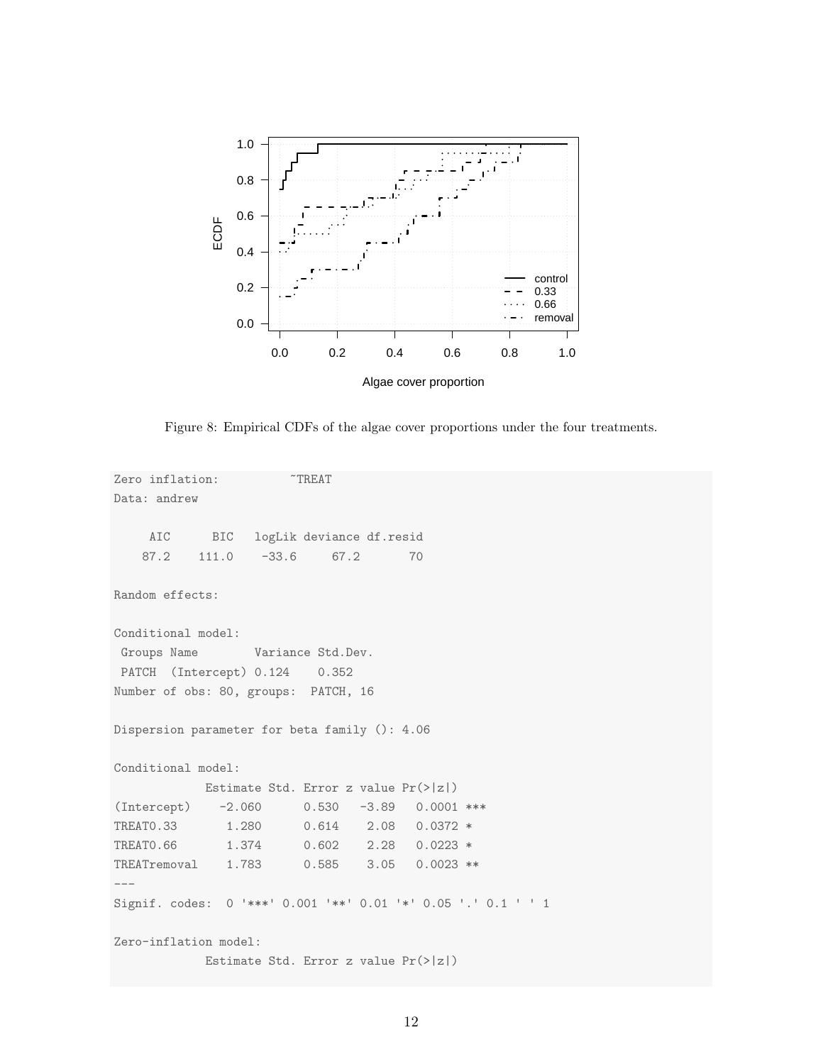Figure 8: Empirical CDFs of the algae cover proportions under the four treatments.

```
Zero inflation:          ~TREAT
Data: andrew

     AIC      BIC   logLik deviance df.resid
    87.2    111.0    -33.6     67.2       70

Random effects:

Conditional model:
 Groups Name        Variance Std.Dev.
 PATCH  (Intercept) 0.124    0.352
Number of obs: 80, groups:  PATCH, 16

Dispersion parameter for beta family (): 4.06

Conditional model:
             Estimate Std. Error z value Pr(>|z|)
(Intercept)    -2.060      0.530   -3.89   0.0001 ***
TREAT0.33       1.280      0.614    2.08   0.0372 *
TREAT0.66       1.374      0.602    2.28   0.0223 *
TREATremoval    1.783      0.585    3.05   0.0023 **
---
Signif. codes:  0 '***' 0.001 '**' 0.01 '*' 0.05 '.' 0.1 ' ' 1

Zero-inflation model:
             Estimate Std. Error z value Pr(>|z|)
```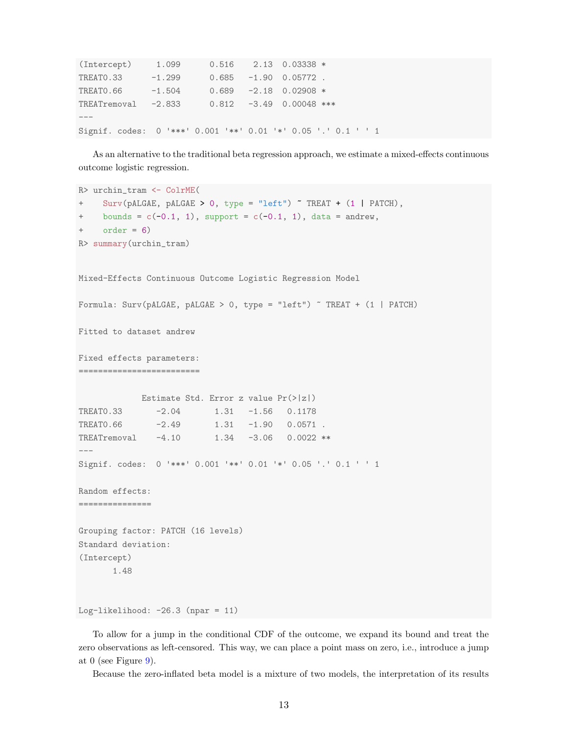```
(Intercept)     1.099      0.516    2.13  0.03338 *
TREAT0.33      -1.299      0.685   -1.90  0.05772 .
TREAT0.66      -1.504      0.689   -2.18  0.02908 *
TREATremoval   -2.833      0.812   -3.49  0.00048 ***
---
Signif. codes:  0 '***' 0.001 '**' 0.01 '*' 0.05 '.' 0.1 ' ' 1
```

As an alternative to the traditional beta regression approach, we estimate a mixed-effects continuous outcome logistic regression.

```
R> urchin_tram <- ColrME(
+    Surv(pALGAE, pALGAE > 0, type = "left") ~ TREAT + (1 | PATCH),
+    bounds = c(-0.1, 1), support = c(-0.1, 1), data = andrew,
+    order = 6)
R> summary(urchin_tram)


Mixed-Effects Continuous Outcome Logistic Regression Model

Formula: Surv(pALGAE, pALGAE > 0, type = "left") ~ TREAT + (1 | PATCH)

Fitted to dataset andrew

Fixed effects parameters:
=========================

             Estimate Std. Error z value Pr(>|z|)
TREAT0.33       -2.04       1.31   -1.56   0.1178
TREAT0.66       -2.49       1.31   -1.90   0.0571 .
TREATremoval    -4.10       1.34   -3.06   0.0022 **
---
Signif. codes:  0 '***' 0.001 '**' 0.01 '*' 0.05 '.' 0.1 ' ' 1

Random effects:
===============

Grouping factor: PATCH (16 levels)
Standard deviation:
(Intercept)
       1.48


Log-likelihood: -26.3 (npar = 11)
```

To allow for a jump in the conditional CDF of the outcome, we expand its bound and treat the zero observations as left-censored. This way, we can place a point mass on zero, i.e., introduce a jump at 0 (see Figure 9).

Because the zero-inflated beta model is a mixture of two models, the interpretation of its results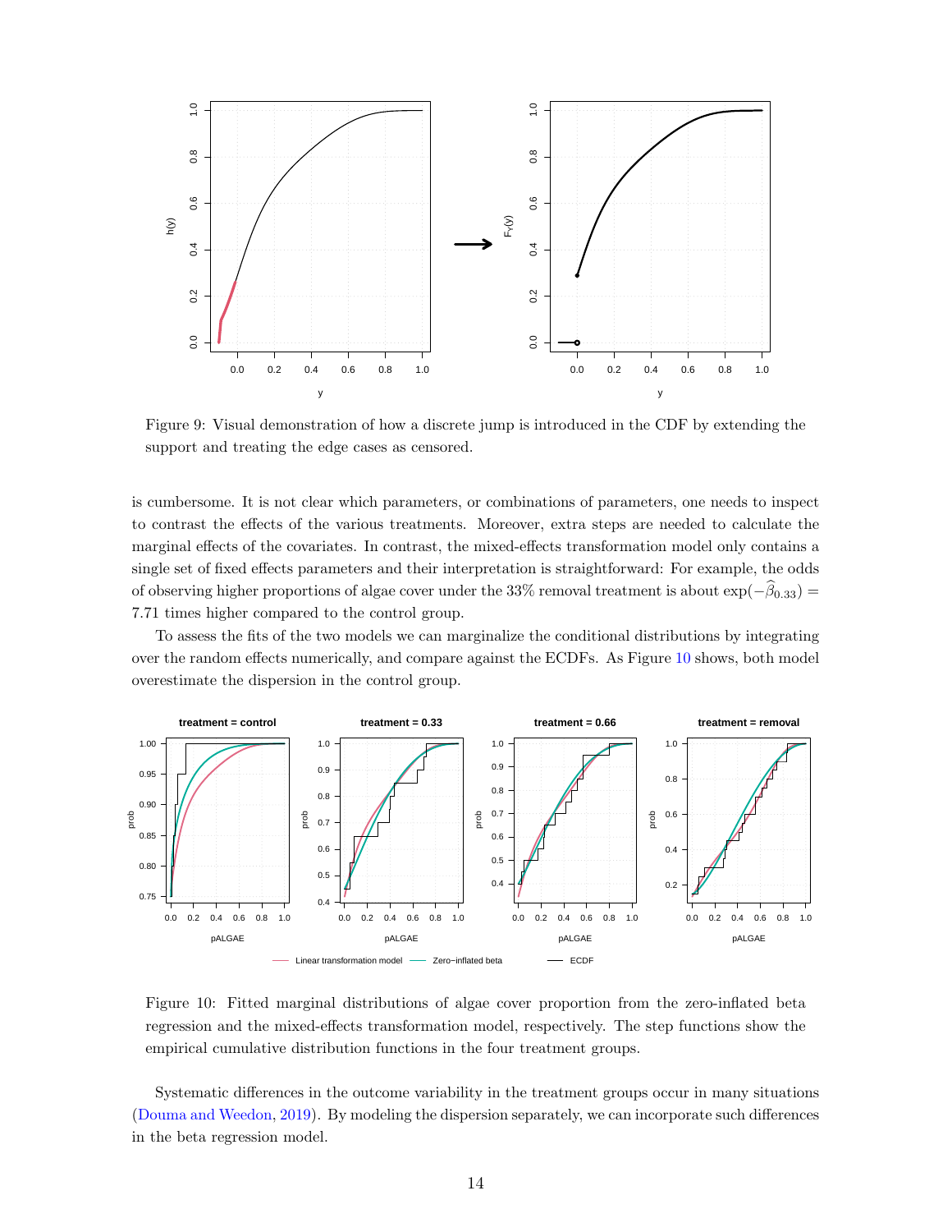Figure 9: Visual demonstration of how a discrete jump is introduced in the CDF by extending the support and treating the edge cases as censored.

is cumbersome. It is not clear which parameters, or combinations of parameters, one needs to inspect to contrast the effects of the various treatments. Moreover, extra steps are needed to calculate the marginal effects of the covariates. In contrast, the mixed-effects transformation model only contains a single set of fixed effects parameters and their interpretation is straightforward: For example, the odds of observing higher proportions of algae cover under the 33% removal treatment is about $\exp(-\widehat{\beta}_{0.33}) = 7.71$ times higher compared to the control group.

To assess the fits of the two models we can marginalize the conditional distributions by integrating over the random effects numerically, and compare against the ECDFs. As Figure 10 shows, both model overestimate the dispersion in the control group.

Figure 10: Fitted marginal distributions of algae cover proportion from the zero-inflated beta regression and the mixed-effects transformation model, respectively. The step functions show the empirical cumulative distribution functions in the four treatment groups.

Systematic differences in the outcome variability in the treatment groups occur in many situations (Douma and Weedon, 2019). By modeling the dispersion separately, we can incorporate such differences in the beta regression model.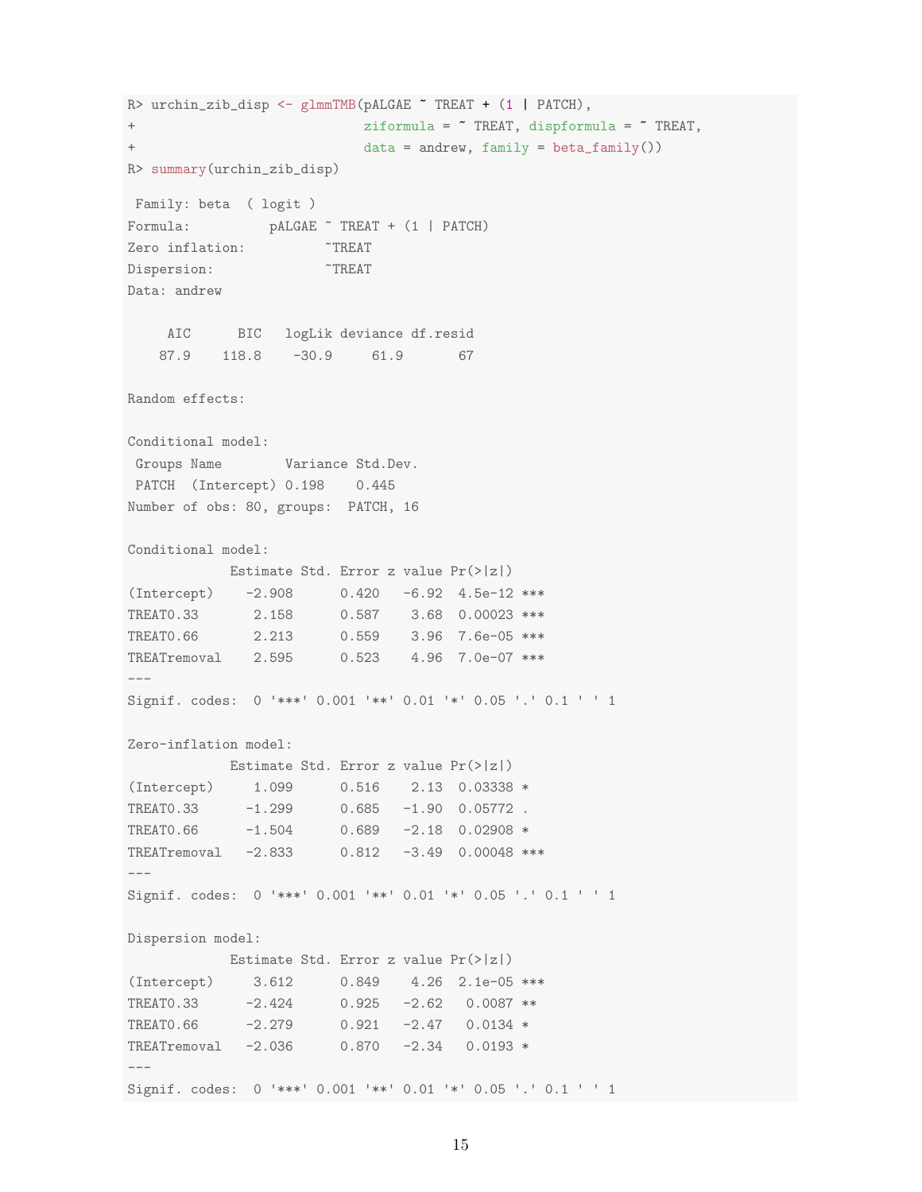```
R> urchin_zib_disp <- glmmTMB(pALGAE ~ TREAT + (1 | PATCH),
+                            ziformula = ~ TREAT, dispformula = ~ TREAT,
+                            data = andrew, family = beta_family())
R> summary(urchin_zib_disp)

 Family: beta  ( logit )
Formula:          pALGAE ~ TREAT + (1 | PATCH)
Zero inflation:          ~TREAT
Dispersion:              ~TREAT
Data: andrew

     AIC      BIC   logLik deviance df.resid
    87.9    118.8    -30.9     61.9       67

Random effects:

Conditional model:
 Groups Name        Variance Std.Dev.
 PATCH  (Intercept) 0.198    0.445
Number of obs: 80, groups:  PATCH, 16

Conditional model:
             Estimate Std. Error z value Pr(>|z|)
(Intercept)    -2.908      0.420   -6.92  4.5e-12 ***
TREAT0.33       2.158      0.587    3.68  0.00023 ***
TREAT0.66       2.213      0.559    3.96  7.6e-05 ***
TREATremoval    2.595      0.523    4.96  7.0e-07 ***
---
Signif. codes:  0 '***' 0.001 '**' 0.01 '*' 0.05 '.' 0.1 ' ' 1

Zero-inflation model:
             Estimate Std. Error z value Pr(>|z|)
(Intercept)     1.099      0.516    2.13  0.03338 *
TREAT0.33      -1.299      0.685   -1.90  0.05772 .
TREAT0.66      -1.504      0.689   -2.18  0.02908 *
TREATremoval   -2.833      0.812   -3.49  0.00048 ***
---
Signif. codes:  0 '***' 0.001 '**' 0.01 '*' 0.05 '.' 0.1 ' ' 1

Dispersion model:
             Estimate Std. Error z value Pr(>|z|)
(Intercept)     3.612      0.849    4.26  2.1e-05 ***
TREAT0.33      -2.424      0.925   -2.62   0.0087 **
TREAT0.66      -2.279      0.921   -2.47   0.0134 *
TREATremoval   -2.036      0.870   -2.34   0.0193 *
---
Signif. codes:  0 '***' 0.001 '**' 0.01 '*' 0.05 '.' 0.1 ' ' 1
```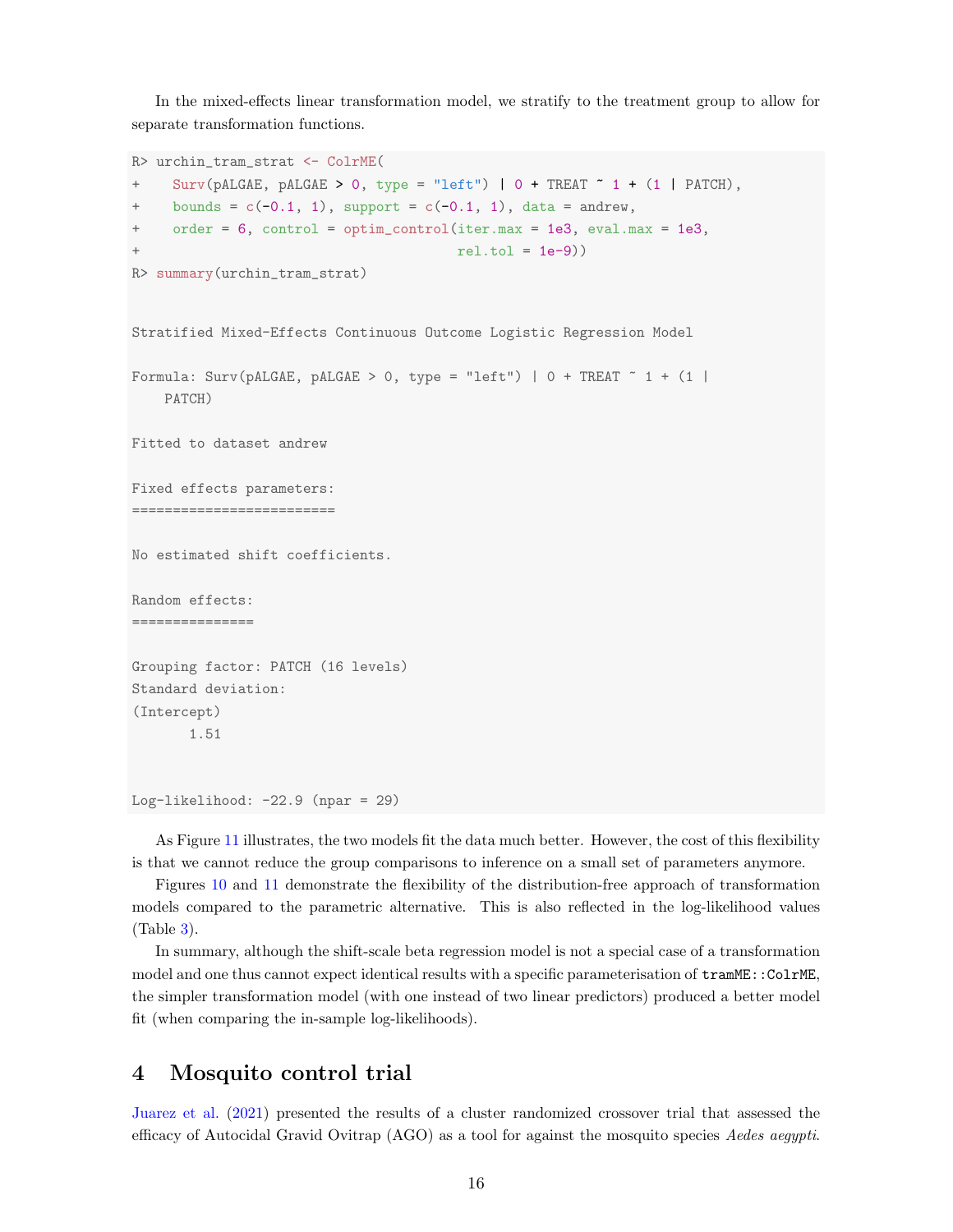In the mixed-effects linear transformation model, we stratify to the treatment group to allow for separate transformation functions.

```
R> urchin_tram_strat <- ColrME(
+    Surv(pALGAE, pALGAE > 0, type = "left") | 0 + TREAT ~ 1 + (1 | PATCH),
+    bounds = c(-0.1, 1), support = c(-0.1, 1), data = andrew,
+    order = 6, control = optim_control(iter.max = 1e3, eval.max = 1e3,
+                                       rel.tol = 1e-9))
R> summary(urchin_tram_strat)


Stratified Mixed-Effects Continuous Outcome Logistic Regression Model

Formula: Surv(pALGAE, pALGAE > 0, type = "left") | 0 + TREAT ~ 1 + (1 |
    PATCH)

Fitted to dataset andrew

Fixed effects parameters:
=========================

No estimated shift coefficients.

Random effects:
===============

Grouping factor: PATCH (16 levels)
Standard deviation:
(Intercept)
       1.51


Log-likelihood: -22.9 (npar = 29)
```

As Figure 11 illustrates, the two models fit the data much better. However, the cost of this flexibility is that we cannot reduce the group comparisons to inference on a small set of parameters anymore.

Figures 10 and 11 demonstrate the flexibility of the distribution-free approach of transformation models compared to the parametric alternative. This is also reflected in the log-likelihood values (Table 3).

In summary, although the shift-scale beta regression model is not a special case of a transformation model and one thus cannot expect identical results with a specific parameterisation of `tramME::ColrME`, the simpler transformation model (with one instead of two linear predictors) produced a better model fit (when comparing the in-sample log-likelihoods).

## 4 Mosquito control trial

Juarez et al. (2021) presented the results of a cluster randomized crossover trial that assessed the efficacy of Autocidal Gravid Ovitrap (AGO) as a tool for against the mosquito species *Aedes aegypti*.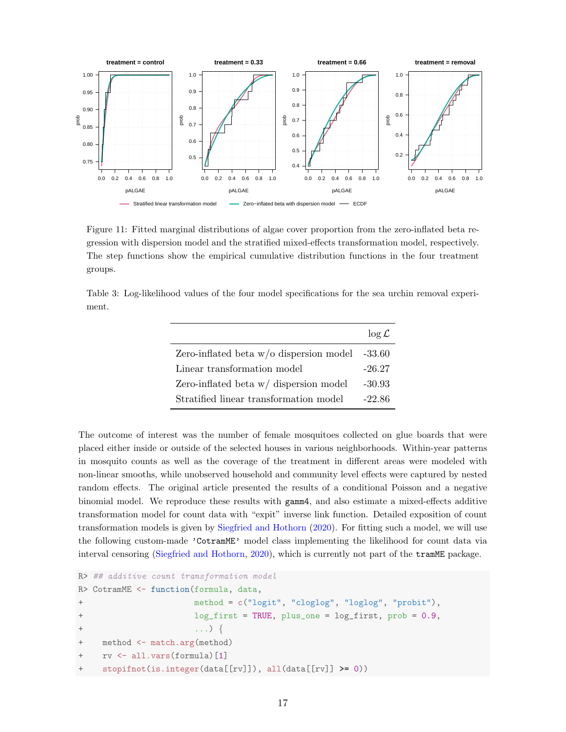Figure 11: Fitted marginal distributions of algae cover proportion from the zero-inflated beta regression with dispersion model and the stratified mixed-effects transformation model, respectively. The step functions show the empirical cumulative distribution functions in the four treatment groups.

Table 3: Log-likelihood values of the four model specifications for the sea urchin removal experiment.

| | $\log \mathcal{L}$ |
|---|---|
| Zero-inflated beta w/o dispersion model | -33.60 |
| Linear transformation model | -26.27 |
| Zero-inflated beta w/ dispersion model | -30.93 |
| Stratified linear transformation model | -22.86 |

The outcome of interest was the number of female mosquitoes collected on glue boards that were placed either inside or outside of the selected houses in various neighborhoods. Within-year patterns in mosquito counts as well as the coverage of the treatment in different areas were modeled with non-linear smooths, while unobserved household and community level effects were captured by nested random effects. The original article presented the results of a conditional Poisson and a negative binomial model. We reproduce these results with `gamm4`, and also estimate a mixed-effects additive transformation model for count data with "expit" inverse link function. Detailed exposition of count transformation models is given by Siegfried and Hothorn (2020). For fitting such a model, we will use the following custom-made `'CotramME'` model class implementing the likelihood for count data via interval censoring (Siegfried and Hothorn, 2020), which is currently not part of the `tramME` package.

```
R> ## additive count transformation model
R> CotramME <- function(formula, data,
+                       method = c("logit", "cloglog", "loglog", "probit"),
+                       log_first = TRUE, plus_one = log_first, prob = 0.9,
+                       ...) {
+    method <- match.arg(method)
+    rv <- all.vars(formula)[1]
+    stopifnot(is.integer(data[[rv]]), all(data[[rv]] >= 0))
```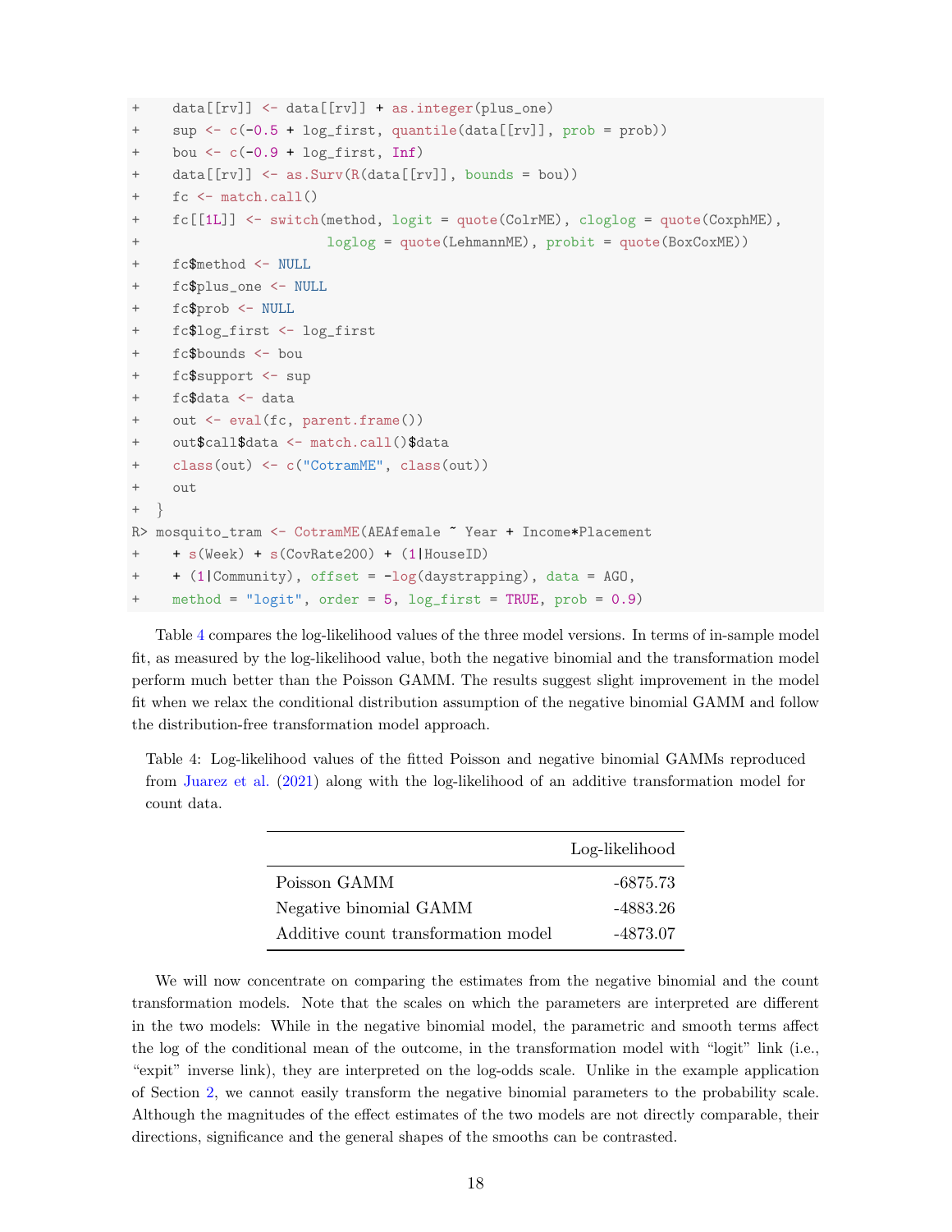```
+    data[[rv]] <- data[[rv]] + as.integer(plus_one)
+    sup <- c(-0.5 + log_first, quantile(data[[rv]], prob = prob))
+    bou <- c(-0.9 + log_first, Inf)
+    data[[rv]] <- as.Surv(R(data[[rv]], bounds = bou))
+    fc <- match.call()
+    fc[[1L]] <- switch(method, logit = quote(ColrME), cloglog = quote(CoxphME),
+                       loglog = quote(LehmannME), probit = quote(BoxCoxME))
+    fc$method <- NULL
+    fc$plus_one <- NULL
+    fc$prob <- NULL
+    fc$log_first <- log_first
+    fc$bounds <- bou
+    fc$support <- sup
+    fc$data <- data
+    out <- eval(fc, parent.frame())
+    out$call$data <- match.call()$data
+    class(out) <- c("CotramME", class(out))
+    out
+  }
R> mosquito_tram <- CotramME(AEAfemale ~ Year + Income*Placement
+    + s(Week) + s(CovRate200) + (1|HouseID)
+    + (1|Community), offset = -log(daystrapping), data = AGO,
+    method = "logit", order = 5, log_first = TRUE, prob = 0.9)
```

Table 4 compares the log-likelihood values of the three model versions. In terms of in-sample model fit, as measured by the log-likelihood value, both the negative binomial and the transformation model perform much better than the Poisson GAMM. The results suggest slight improvement in the model fit when we relax the conditional distribution assumption of the negative binomial GAMM and follow the distribution-free transformation model approach.

Table 4: Log-likelihood values of the fitted Poisson and negative binomial GAMMs reproduced from Juarez et al. (2021) along with the log-likelihood of an additive transformation model for count data.

| | Log-likelihood |
|---|---:|
| Poisson GAMM | -6875.73 |
| Negative binomial GAMM | -4883.26 |
| Additive count transformation model | -4873.07 |

We will now concentrate on comparing the estimates from the negative binomial and the count transformation models. Note that the scales on which the parameters are interpreted are different in the two models: While in the negative binomial model, the parametric and smooth terms affect the log of the conditional mean of the outcome, in the transformation model with "logit" link (i.e., "expit" inverse link), they are interpreted on the log-odds scale. Unlike in the example application of Section 2, we cannot easily transform the negative binomial parameters to the probability scale. Although the magnitudes of the effect estimates of the two models are not directly comparable, their directions, significance and the general shapes of the smooths can be contrasted.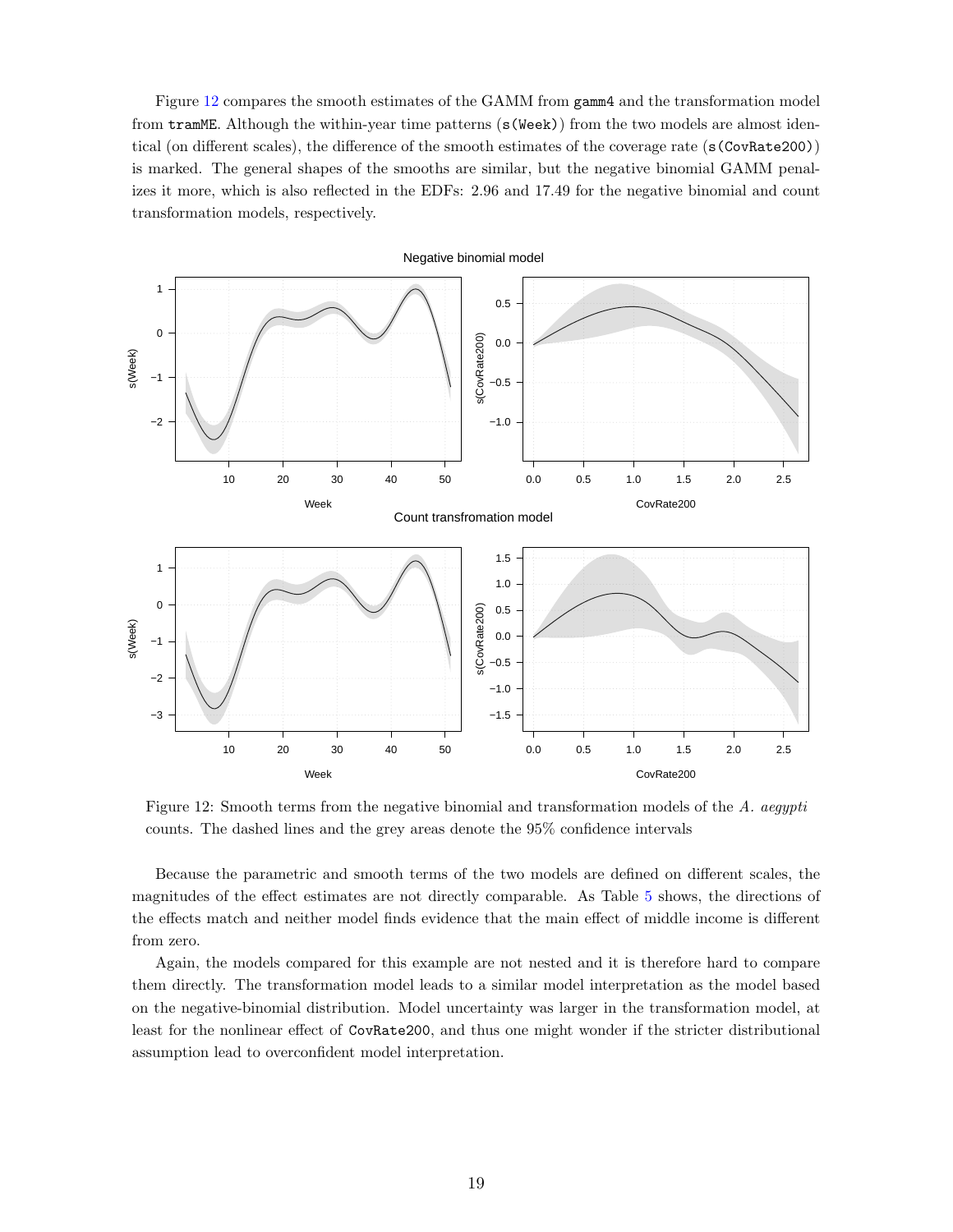Figure 12 compares the smooth estimates of the GAMM from `gamm4` and the transformation model from `tramME`. Although the within-year time patterns (`s(Week)`) from the two models are almost identical (on different scales), the difference of the smooth estimates of the coverage rate (`s(CovRate200)`) is marked. The general shapes of the smooths are similar, but the negative binomial GAMM penalizes it more, which is also reflected in the EDFs: 2.96 and 17.49 for the negative binomial and count transformation models, respectively.

Figure 12: Smooth terms from the negative binomial and transformation models of the *A. aegypti* counts. The dashed lines and the grey areas denote the 95% confidence intervals

Because the parametric and smooth terms of the two models are defined on different scales, the magnitudes of the effect estimates are not directly comparable. As Table 5 shows, the directions of the effects match and neither model finds evidence that the main effect of middle income is different from zero.

Again, the models compared for this example are not nested and it is therefore hard to compare them directly. The transformation model leads to a similar model interpretation as the model based on the negative-binomial distribution. Model uncertainty was larger in the transformation model, at least for the nonlinear effect of `CovRate200`, and thus one might wonder if the stricter distributional assumption lead to overconfident model interpretation.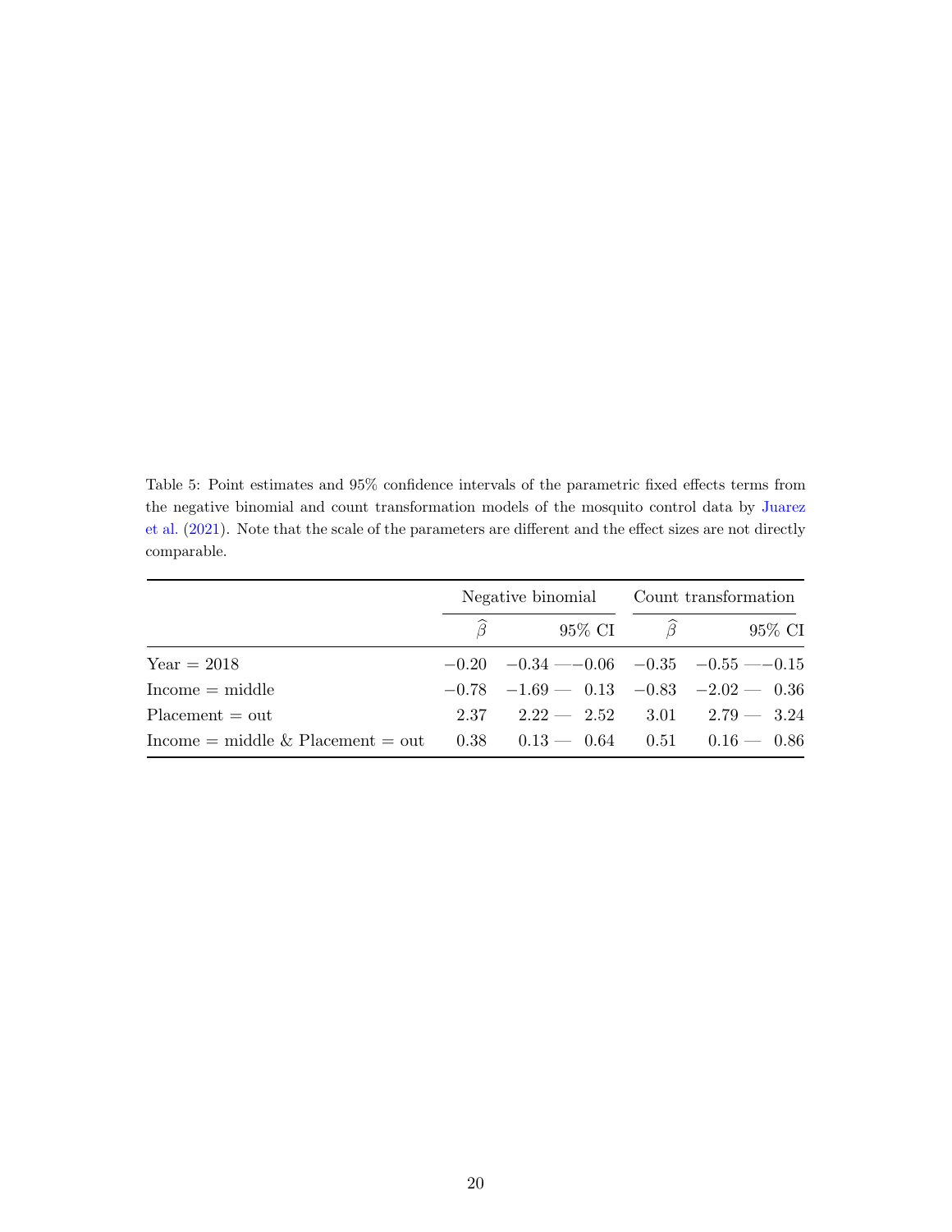Table 5: Point estimates and 95% confidence intervals of the parametric fixed effects terms from the negative binomial and count transformation models of the mosquito control data by Juarez et al. (2021). Note that the scale of the parameters are different and the effect sizes are not directly comparable.

| | Negative binomial | | Count transformation | |
|---|---|---|---|---|
| | $\widehat{\beta}$ | 95% CI | $\widehat{\beta}$ | 95% CI |
| Year = 2018 | $-0.20$ | $-0.34$ — $-0.06$ | $-0.35$ | $-0.55$ — $-0.15$ |
| Income = middle | $-0.78$ | $-1.69$ — $0.13$ | $-0.83$ | $-2.02$ — $0.36$ |
| Placement = out | $2.37$ | $2.22$ — $2.52$ | $3.01$ | $2.79$ — $3.24$ |
| Income = middle & Placement = out | $0.38$ | $0.13$ — $0.64$ | $0.51$ | $0.16$ — $0.86$ |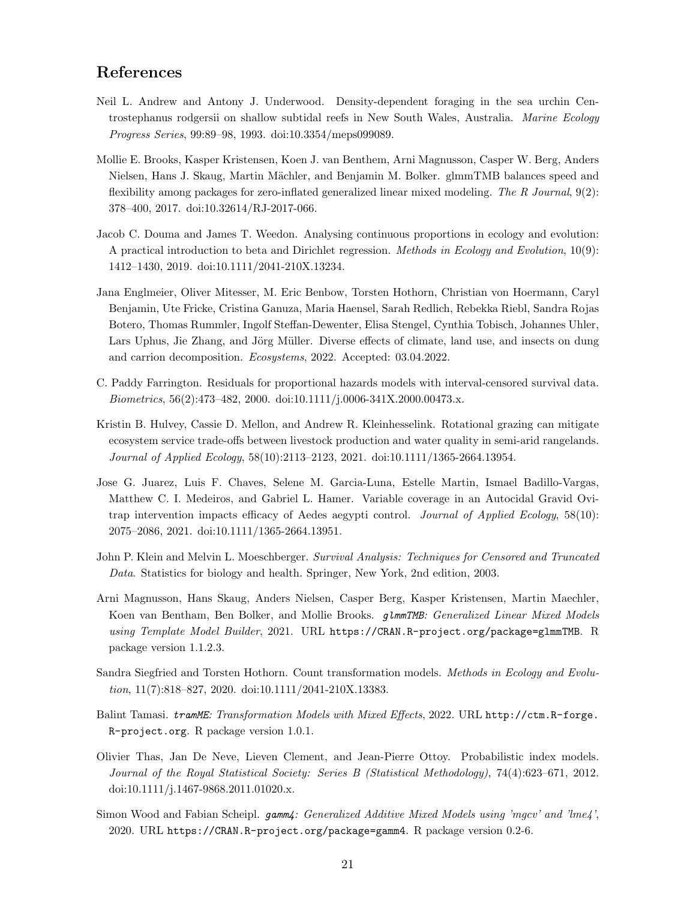## References

Neil L. Andrew and Antony J. Underwood. Density-dependent foraging in the sea urchin Centrostephanus rodgersii on shallow subtidal reefs in New South Wales, Australia. *Marine Ecology Progress Series*, 99:89–98, 1993. doi:10.3354/meps099089.

Mollie E. Brooks, Kasper Kristensen, Koen J. van Benthem, Arni Magnusson, Casper W. Berg, Anders Nielsen, Hans J. Skaug, Martin Mächler, and Benjamin M. Bolker. glmmTMB balances speed and flexibility among packages for zero-inflated generalized linear mixed modeling. *The R Journal*, 9(2): 378–400, 2017. doi:10.32614/RJ-2017-066.

Jacob C. Douma and James T. Weedon. Analysing continuous proportions in ecology and evolution: A practical introduction to beta and Dirichlet regression. *Methods in Ecology and Evolution*, 10(9): 1412–1430, 2019. doi:10.1111/2041-210X.13234.

Jana Englmeier, Oliver Mitesser, M. Eric Benbow, Torsten Hothorn, Christian von Hoermann, Caryl Benjamin, Ute Fricke, Cristina Ganuza, Maria Haensel, Sarah Redlich, Rebekka Riebl, Sandra Rojas Botero, Thomas Rummler, Ingolf Steffan-Dewenter, Elisa Stengel, Cynthia Tobisch, Johannes Uhler, Lars Uphus, Jie Zhang, and Jörg Müller. Diverse effects of climate, land use, and insects on dung and carrion decomposition. *Ecosystems*, 2022. Accepted: 03.04.2022.

C. Paddy Farrington. Residuals for proportional hazards models with interval-censored survival data. *Biometrics*, 56(2):473–482, 2000. doi:10.1111/j.0006-341X.2000.00473.x.

Kristin B. Hulvey, Cassie D. Mellon, and Andrew R. Kleinhesselink. Rotational grazing can mitigate ecosystem service trade-offs between livestock production and water quality in semi-arid rangelands. *Journal of Applied Ecology*, 58(10):2113–2123, 2021. doi:10.1111/1365-2664.13954.

Jose G. Juarez, Luis F. Chaves, Selene M. Garcia-Luna, Estelle Martin, Ismael Badillo-Vargas, Matthew C. I. Medeiros, and Gabriel L. Hamer. Variable coverage in an Autocidal Gravid Ovitrap intervention impacts efficacy of Aedes aegypti control. *Journal of Applied Ecology*, 58(10): 2075–2086, 2021. doi:10.1111/1365-2664.13951.

John P. Klein and Melvin L. Moeschberger. *Survival Analysis: Techniques for Censored and Truncated Data*. Statistics for biology and health. Springer, New York, 2nd edition, 2003.

Arni Magnusson, Hans Skaug, Anders Nielsen, Casper Berg, Kasper Kristensen, Martin Maechler, Koen van Bentham, Ben Bolker, and Mollie Brooks. ***glmmTMB**: Generalized Linear Mixed Models using Template Model Builder*, 2021. URL `https://CRAN.R-project.org/package=glmmTMB`. R package version 1.1.2.3.

Sandra Siegfried and Torsten Hothorn. Count transformation models. *Methods in Ecology and Evolution*, 11(7):818–827, 2020. doi:10.1111/2041-210X.13383.

Balint Tamasi. ***tramME**: Transformation Models with Mixed Effects*, 2022. URL `http://ctm.R-forge.R-project.org`. R package version 1.0.1.

Olivier Thas, Jan De Neve, Lieven Clement, and Jean-Pierre Ottoy. Probabilistic index models. *Journal of the Royal Statistical Society: Series B (Statistical Methodology)*, 74(4):623–671, 2012. doi:10.1111/j.1467-9868.2011.01020.x.

Simon Wood and Fabian Scheipl. ***gamm4**: Generalized Additive Mixed Models using 'mgcv' and 'lme4'*, 2020. URL `https://CRAN.R-project.org/package=gamm4`. R package version 0.2-6.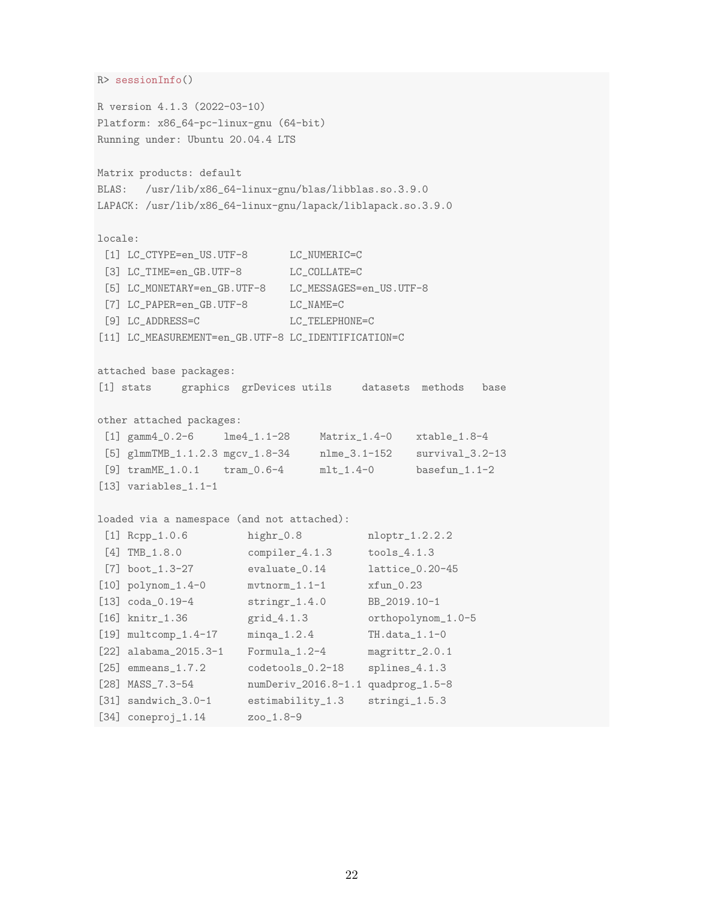```
R> sessionInfo()

R version 4.1.3 (2022-03-10)
Platform: x86_64-pc-linux-gnu (64-bit)
Running under: Ubuntu 20.04.4 LTS

Matrix products: default
BLAS:   /usr/lib/x86_64-linux-gnu/blas/libblas.so.3.9.0
LAPACK: /usr/lib/x86_64-linux-gnu/lapack/liblapack.so.3.9.0

locale:
 [1] LC_CTYPE=en_US.UTF-8       LC_NUMERIC=C
 [3] LC_TIME=en_GB.UTF-8        LC_COLLATE=C
 [5] LC_MONETARY=en_GB.UTF-8    LC_MESSAGES=en_US.UTF-8
 [7] LC_PAPER=en_GB.UTF-8       LC_NAME=C
 [9] LC_ADDRESS=C               LC_TELEPHONE=C
[11] LC_MEASUREMENT=en_GB.UTF-8 LC_IDENTIFICATION=C

attached base packages:
[1] stats     graphics  grDevices utils     datasets  methods   base

other attached packages:
 [1] gamm4_0.2-6     lme4_1.1-28     Matrix_1.4-0    xtable_1.8-4
 [5] glmmTMB_1.1.2.3 mgcv_1.8-34     nlme_3.1-152    survival_3.2-13
 [9] tramME_1.0.1    tram_0.6-4      mlt_1.4-0       basefun_1.1-2
[13] variables_1.1-1

loaded via a namespace (and not attached):
 [1] Rcpp_1.0.6          highr_0.8           nloptr_1.2.2.2
 [4] TMB_1.8.0           compiler_4.1.3      tools_4.1.3
 [7] boot_1.3-27         evaluate_0.14       lattice_0.20-45
[10] polynom_1.4-0       mvtnorm_1.1-1       xfun_0.23
[13] coda_0.19-4         stringr_1.4.0       BB_2019.10-1
[16] knitr_1.36          grid_4.1.3          orthopolynom_1.0-5
[19] multcomp_1.4-17     minqa_1.2.4         TH.data_1.1-0
[22] alabama_2015.3-1    Formula_1.2-4       magrittr_2.0.1
[25] emmeans_1.7.2       codetools_0.2-18    splines_4.1.3
[28] MASS_7.3-54         numDeriv_2016.8-1.1 quadprog_1.5-8
[31] sandwich_3.0-1      estimability_1.3    stringi_1.5.3
[34] coneproj_1.14       zoo_1.8-9
```